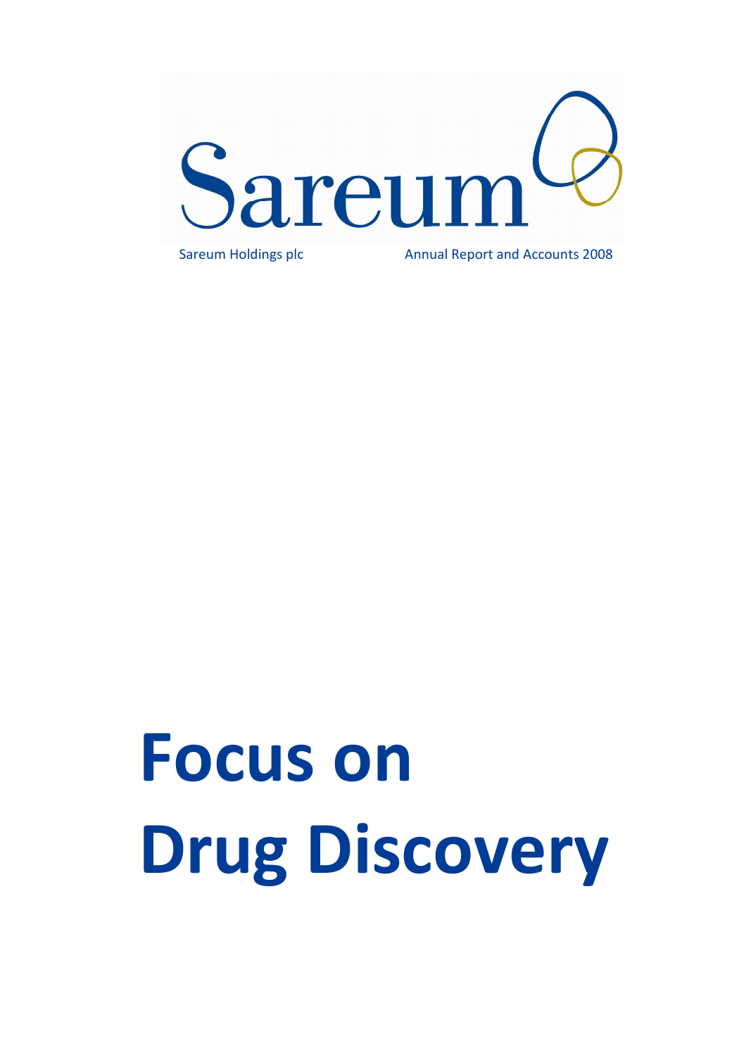# Sareum

Sareum Holdings plc

Annual Report and Accounts 2008

# Focus on Drug Discovery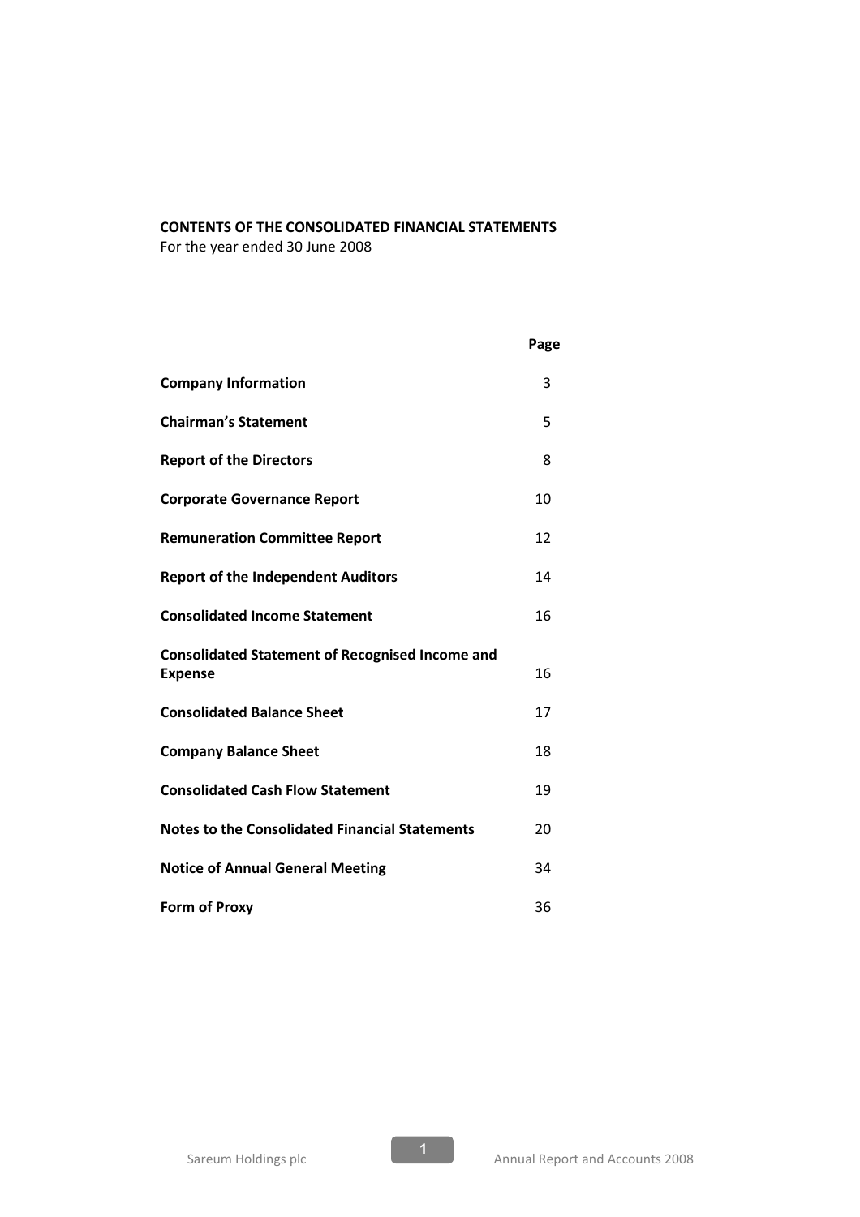**CONTENTS OF THE CONSOLIDATED FINANCIAL STATEMENTS**
For the year ended 30 June 2008

| | Page |
|---|---|
| **Company Information** | 3 |
| **Chairman's Statement** | 5 |
| **Report of the Directors** | 8 |
| **Corporate Governance Report** | 10 |
| **Remuneration Committee Report** | 12 |
| **Report of the Independent Auditors** | 14 |
| **Consolidated Income Statement** | 16 |
| **Consolidated Statement of Recognised Income and Expense** | 16 |
| **Consolidated Balance Sheet** | 17 |
| **Company Balance Sheet** | 18 |
| **Consolidated Cash Flow Statement** | 19 |
| **Notes to the Consolidated Financial Statements** | 20 |
| **Notice of Annual General Meeting** | 34 |
| **Form of Proxy** | 36 |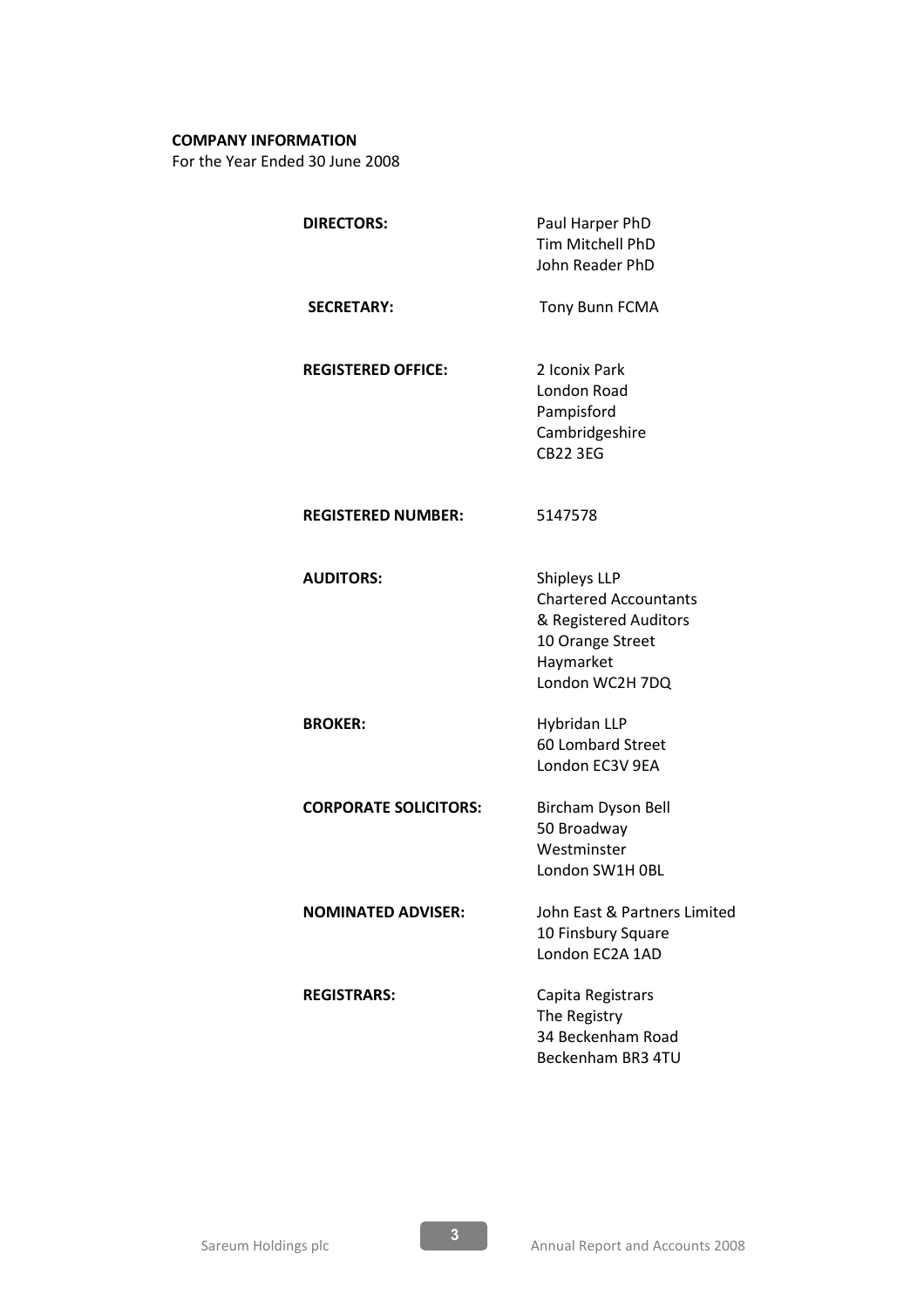**COMPANY INFORMATION**

For the Year Ended 30 June 2008

| | |
|---|---|
| **DIRECTORS:** | Paul Harper PhD<br>Tim Mitchell PhD<br>John Reader PhD |
| **SECRETARY:** | Tony Bunn FCMA |
| **REGISTERED OFFICE:** | 2 Iconix Park<br>London Road<br>Pampisford<br>Cambridgeshire<br>CB22 3EG |
| **REGISTERED NUMBER:** | 5147578 |
| **AUDITORS:** | Shipleys LLP<br>Chartered Accountants<br>& Registered Auditors<br>10 Orange Street<br>Haymarket<br>London WC2H 7DQ |
| **BROKER:** | Hybridan LLP<br>60 Lombard Street<br>London EC3V 9EA |
| **CORPORATE SOLICITORS:** | Bircham Dyson Bell<br>50 Broadway<br>Westminster<br>London SW1H 0BL |
| **NOMINATED ADVISER:** | John East & Partners Limited<br>10 Finsbury Square<br>London EC2A 1AD |
| **REGISTRARS:** | Capita Registrars<br>The Registry<br>34 Beckenham Road<br>Beckenham BR3 4TU |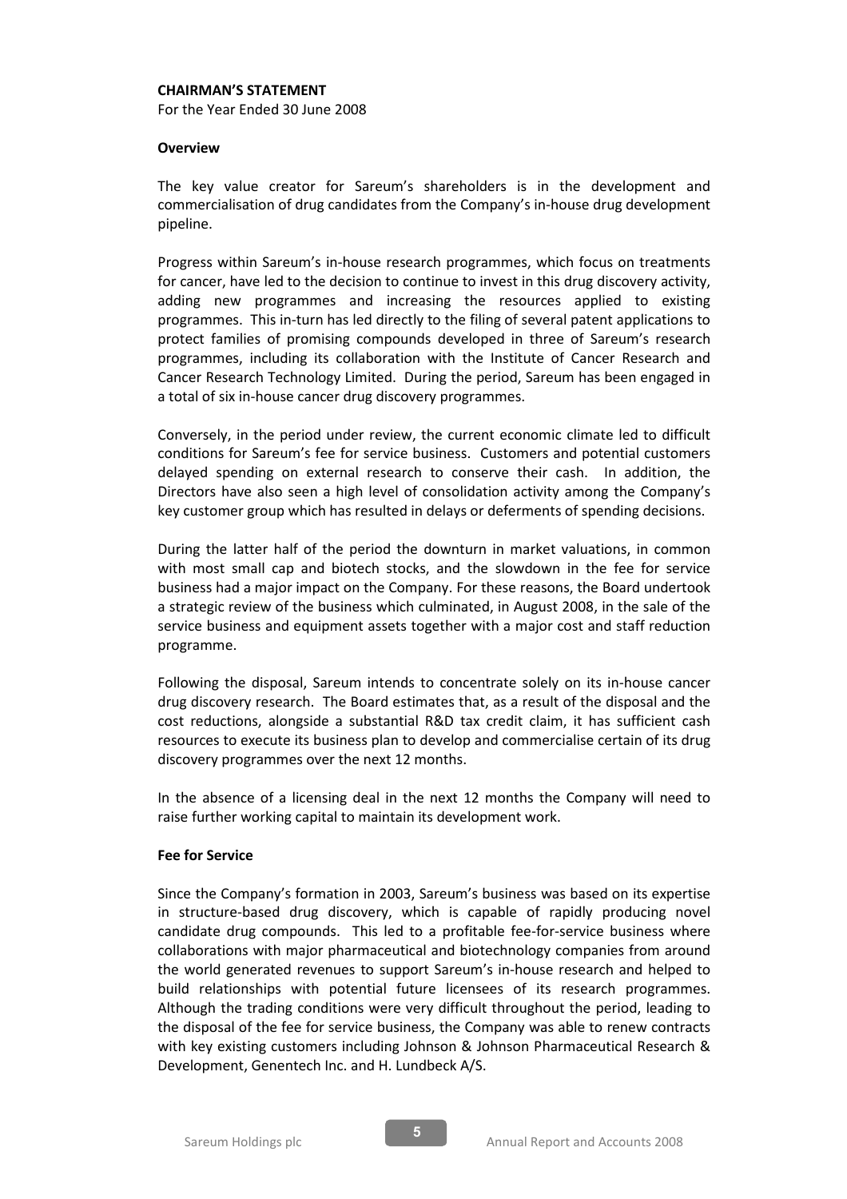# CHAIRMAN'S STATEMENT

For the Year Ended 30 June 2008

## Overview

The key value creator for Sareum's shareholders is in the development and commercialisation of drug candidates from the Company's in-house drug development pipeline.

Progress within Sareum's in-house research programmes, which focus on treatments for cancer, have led to the decision to continue to invest in this drug discovery activity, adding new programmes and increasing the resources applied to existing programmes. This in-turn has led directly to the filing of several patent applications to protect families of promising compounds developed in three of Sareum's research programmes, including its collaboration with the Institute of Cancer Research and Cancer Research Technology Limited. During the period, Sareum has been engaged in a total of six in-house cancer drug discovery programmes.

Conversely, in the period under review, the current economic climate led to difficult conditions for Sareum's fee for service business. Customers and potential customers delayed spending on external research to conserve their cash. In addition, the Directors have also seen a high level of consolidation activity among the Company's key customer group which has resulted in delays or deferments of spending decisions.

During the latter half of the period the downturn in market valuations, in common with most small cap and biotech stocks, and the slowdown in the fee for service business had a major impact on the Company. For these reasons, the Board undertook a strategic review of the business which culminated, in August 2008, in the sale of the service business and equipment assets together with a major cost and staff reduction programme.

Following the disposal, Sareum intends to concentrate solely on its in-house cancer drug discovery research. The Board estimates that, as a result of the disposal and the cost reductions, alongside a substantial R&D tax credit claim, it has sufficient cash resources to execute its business plan to develop and commercialise certain of its drug discovery programmes over the next 12 months.

In the absence of a licensing deal in the next 12 months the Company will need to raise further working capital to maintain its development work.

## Fee for Service

Since the Company's formation in 2003, Sareum's business was based on its expertise in structure-based drug discovery, which is capable of rapidly producing novel candidate drug compounds. This led to a profitable fee-for-service business where collaborations with major pharmaceutical and biotechnology companies from around the world generated revenues to support Sareum's in-house research and helped to build relationships with potential future licensees of its research programmes. Although the trading conditions were very difficult throughout the period, leading to the disposal of the fee for service business, the Company was able to renew contracts with key existing customers including Johnson & Johnson Pharmaceutical Research & Development, Genentech Inc. and H. Lundbeck A/S.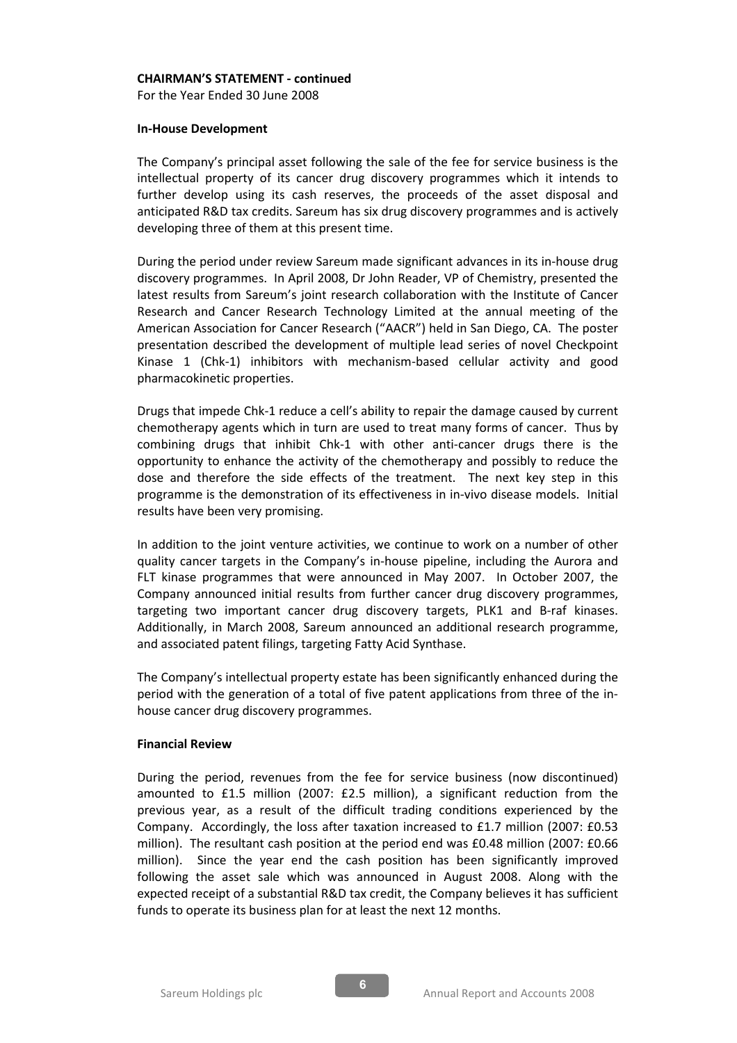**CHAIRMAN'S STATEMENT - continued**

For the Year Ended 30 June 2008

**In-House Development**

The Company's principal asset following the sale of the fee for service business is the intellectual property of its cancer drug discovery programmes which it intends to further develop using its cash reserves, the proceeds of the asset disposal and anticipated R&D tax credits. Sareum has six drug discovery programmes and is actively developing three of them at this present time.

During the period under review Sareum made significant advances in its in-house drug discovery programmes. In April 2008, Dr John Reader, VP of Chemistry, presented the latest results from Sareum's joint research collaboration with the Institute of Cancer Research and Cancer Research Technology Limited at the annual meeting of the American Association for Cancer Research ("AACR") held in San Diego, CA. The poster presentation described the development of multiple lead series of novel Checkpoint Kinase 1 (Chk-1) inhibitors with mechanism-based cellular activity and good pharmacokinetic properties.

Drugs that impede Chk-1 reduce a cell's ability to repair the damage caused by current chemotherapy agents which in turn are used to treat many forms of cancer. Thus by combining drugs that inhibit Chk-1 with other anti-cancer drugs there is the opportunity to enhance the activity of the chemotherapy and possibly to reduce the dose and therefore the side effects of the treatment. The next key step in this programme is the demonstration of its effectiveness in in-vivo disease models. Initial results have been very promising.

In addition to the joint venture activities, we continue to work on a number of other quality cancer targets in the Company's in-house pipeline, including the Aurora and FLT kinase programmes that were announced in May 2007. In October 2007, the Company announced initial results from further cancer drug discovery programmes, targeting two important cancer drug discovery targets, PLK1 and B-raf kinases. Additionally, in March 2008, Sareum announced an additional research programme, and associated patent filings, targeting Fatty Acid Synthase.

The Company's intellectual property estate has been significantly enhanced during the period with the generation of a total of five patent applications from three of the in-house cancer drug discovery programmes.

**Financial Review**

During the period, revenues from the fee for service business (now discontinued) amounted to £1.5 million (2007: £2.5 million), a significant reduction from the previous year, as a result of the difficult trading conditions experienced by the Company. Accordingly, the loss after taxation increased to £1.7 million (2007: £0.53 million). The resultant cash position at the period end was £0.48 million (2007: £0.66 million). Since the year end the cash position has been significantly improved following the asset sale which was announced in August 2008. Along with the expected receipt of a substantial R&D tax credit, the Company believes it has sufficient funds to operate its business plan for at least the next 12 months.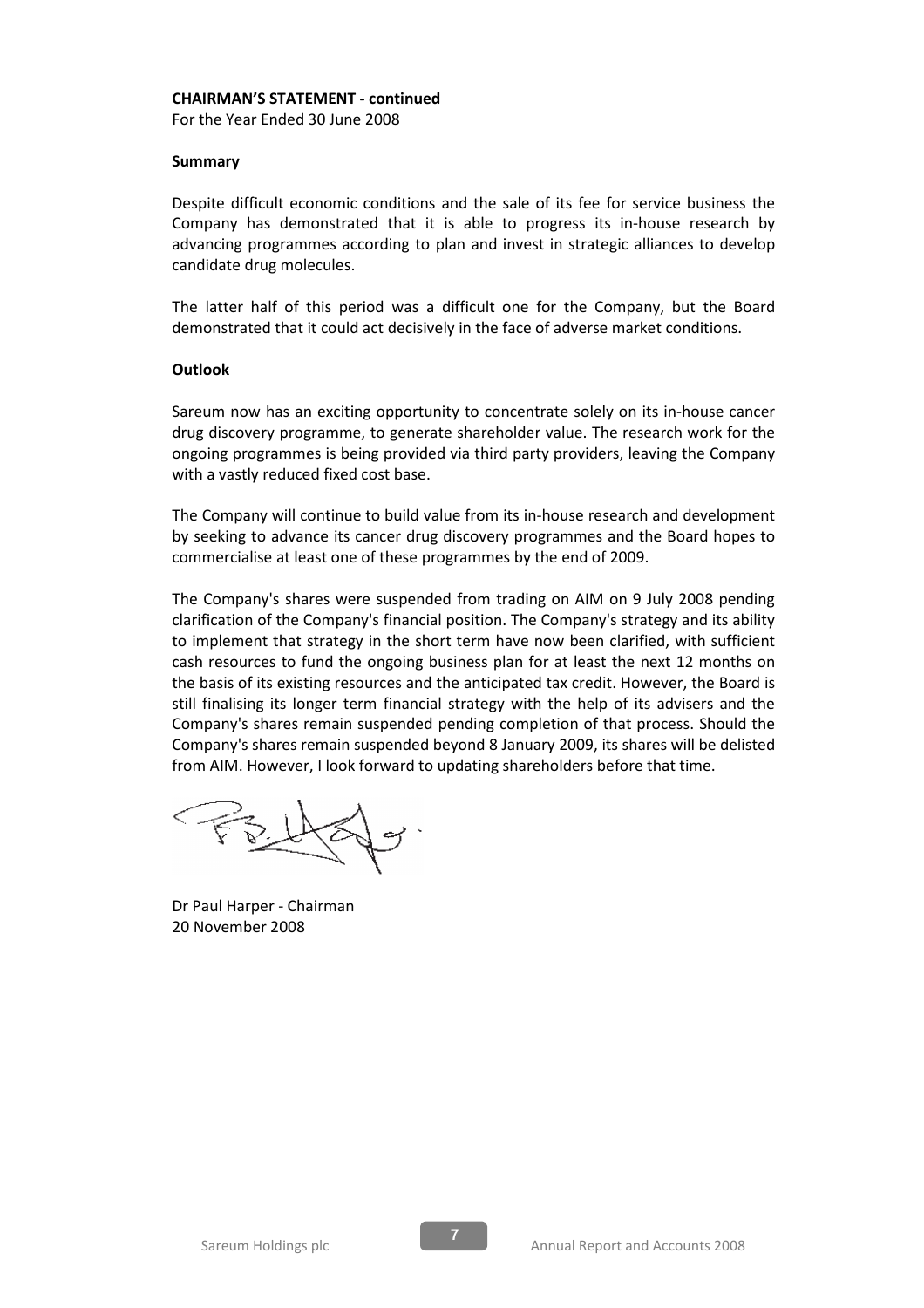**CHAIRMAN'S STATEMENT - continued**

For the Year Ended 30 June 2008

**Summary**

Despite difficult economic conditions and the sale of its fee for service business the Company has demonstrated that it is able to progress its in-house research by advancing programmes according to plan and invest in strategic alliances to develop candidate drug molecules.

The latter half of this period was a difficult one for the Company, but the Board demonstrated that it could act decisively in the face of adverse market conditions.

**Outlook**

Sareum now has an exciting opportunity to concentrate solely on its in-house cancer drug discovery programme, to generate shareholder value. The research work for the ongoing programmes is being provided via third party providers, leaving the Company with a vastly reduced fixed cost base.

The Company will continue to build value from its in-house research and development by seeking to advance its cancer drug discovery programmes and the Board hopes to commercialise at least one of these programmes by the end of 2009.

The Company's shares were suspended from trading on AIM on 9 July 2008 pending clarification of the Company's financial position. The Company's strategy and its ability to implement that strategy in the short term have now been clarified, with sufficient cash resources to fund the ongoing business plan for at least the next 12 months on the basis of its existing resources and the anticipated tax credit. However, the Board is still finalising its longer term financial strategy with the help of its advisers and the Company's shares remain suspended pending completion of that process. Should the Company's shares remain suspended beyond 8 January 2009, its shares will be delisted from AIM. However, I look forward to updating shareholders before that time.

Dr Paul Harper - Chairman
20 November 2008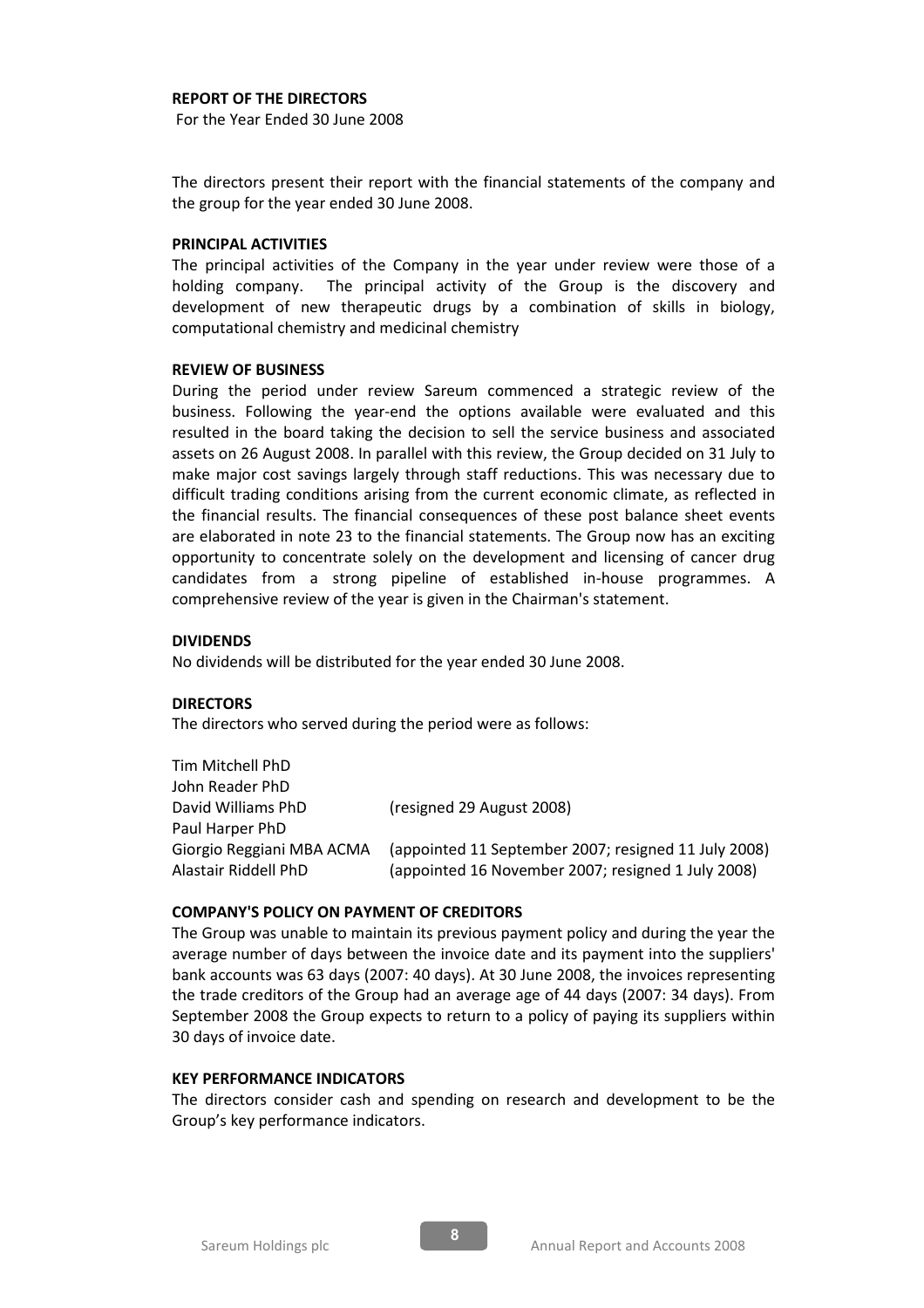# REPORT OF THE DIRECTORS

For the Year Ended 30 June 2008

The directors present their report with the financial statements of the company and the group for the year ended 30 June 2008.

## PRINCIPAL ACTIVITIES

The principal activities of the Company in the year under review were those of a holding company. The principal activity of the Group is the discovery and development of new therapeutic drugs by a combination of skills in biology, computational chemistry and medicinal chemistry

## REVIEW OF BUSINESS

During the period under review Sareum commenced a strategic review of the business. Following the year-end the options available were evaluated and this resulted in the board taking the decision to sell the service business and associated assets on 26 August 2008. In parallel with this review, the Group decided on 31 July to make major cost savings largely through staff reductions. This was necessary due to difficult trading conditions arising from the current economic climate, as reflected in the financial results. The financial consequences of these post balance sheet events are elaborated in note 23 to the financial statements. The Group now has an exciting opportunity to concentrate solely on the development and licensing of cancer drug candidates from a strong pipeline of established in-house programmes. A comprehensive review of the year is given in the Chairman's statement.

## DIVIDENDS

No dividends will be distributed for the year ended 30 June 2008.

## DIRECTORS

The directors who served during the period were as follows:

| | |
|---|---|
| Tim Mitchell PhD | |
| John Reader PhD | |
| David Williams PhD | (resigned 29 August 2008) |
| Paul Harper PhD | |
| Giorgio Reggiani MBA ACMA | (appointed 11 September 2007; resigned 11 July 2008) |
| Alastair Riddell PhD | (appointed 16 November 2007; resigned 1 July 2008) |

## COMPANY'S POLICY ON PAYMENT OF CREDITORS

The Group was unable to maintain its previous payment policy and during the year the average number of days between the invoice date and its payment into the suppliers' bank accounts was 63 days (2007: 40 days). At 30 June 2008, the invoices representing the trade creditors of the Group had an average age of 44 days (2007: 34 days). From September 2008 the Group expects to return to a policy of paying its suppliers within 30 days of invoice date.

## KEY PERFORMANCE INDICATORS

The directors consider cash and spending on research and development to be the Group's key performance indicators.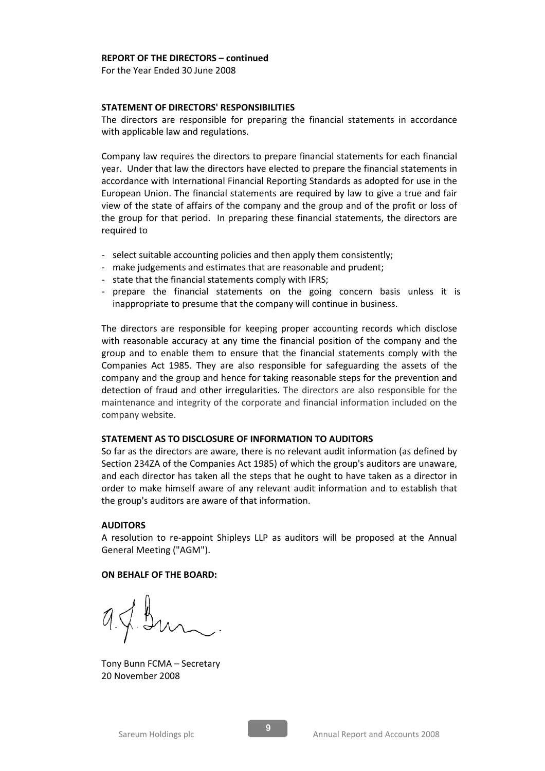**REPORT OF THE DIRECTORS – continued**

For the Year Ended 30 June 2008

**STATEMENT OF DIRECTORS' RESPONSIBILITIES**

The directors are responsible for preparing the financial statements in accordance with applicable law and regulations.

Company law requires the directors to prepare financial statements for each financial year. Under that law the directors have elected to prepare the financial statements in accordance with International Financial Reporting Standards as adopted for use in the European Union. The financial statements are required by law to give a true and fair view of the state of affairs of the company and the group and of the profit or loss of the group for that period. In preparing these financial statements, the directors are required to

- select suitable accounting policies and then apply them consistently;
- make judgements and estimates that are reasonable and prudent;
- state that the financial statements comply with IFRS;
- prepare the financial statements on the going concern basis unless it is inappropriate to presume that the company will continue in business.

The directors are responsible for keeping proper accounting records which disclose with reasonable accuracy at any time the financial position of the company and the group and to enable them to ensure that the financial statements comply with the Companies Act 1985. They are also responsible for safeguarding the assets of the company and the group and hence for taking reasonable steps for the prevention and detection of fraud and other irregularities. The directors are also responsible for the maintenance and integrity of the corporate and financial information included on the company website.

**STATEMENT AS TO DISCLOSURE OF INFORMATION TO AUDITORS**

So far as the directors are aware, there is no relevant audit information (as defined by Section 234ZA of the Companies Act 1985) of which the group's auditors are unaware, and each director has taken all the steps that he ought to have taken as a director in order to make himself aware of any relevant audit information and to establish that the group's auditors are aware of that information.

**AUDITORS**

A resolution to re-appoint Shipleys LLP as auditors will be proposed at the Annual General Meeting ("AGM").

**ON BEHALF OF THE BOARD:**

Tony Bunn FCMA – Secretary
20 November 2008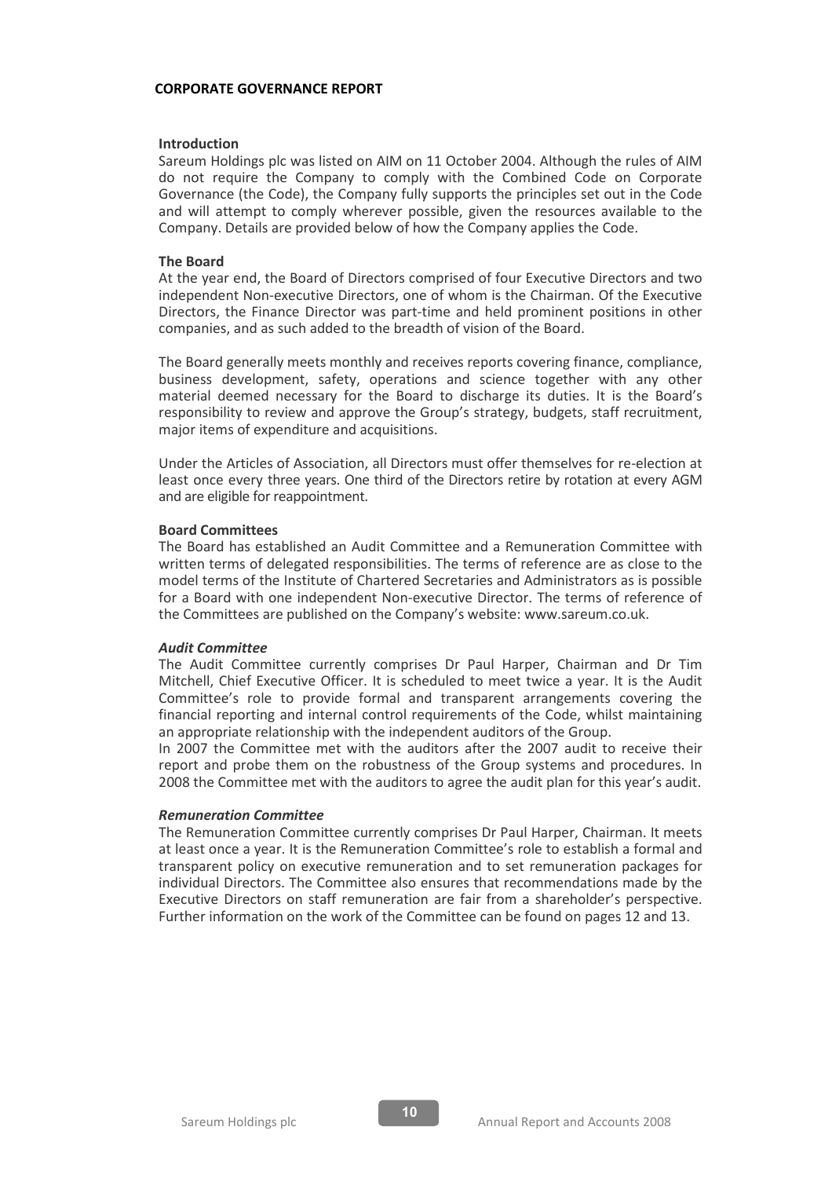# CORPORATE GOVERNANCE REPORT

## Introduction

Sareum Holdings plc was listed on AIM on 11 October 2004. Although the rules of AIM do not require the Company to comply with the Combined Code on Corporate Governance (the Code), the Company fully supports the principles set out in the Code and will attempt to comply wherever possible, given the resources available to the Company. Details are provided below of how the Company applies the Code.

## The Board

At the year end, the Board of Directors comprised of four Executive Directors and two independent Non-executive Directors, one of whom is the Chairman. Of the Executive Directors, the Finance Director was part-time and held prominent positions in other companies, and as such added to the breadth of vision of the Board.

The Board generally meets monthly and receives reports covering finance, compliance, business development, safety, operations and science together with any other material deemed necessary for the Board to discharge its duties. It is the Board's responsibility to review and approve the Group's strategy, budgets, staff recruitment, major items of expenditure and acquisitions.

Under the Articles of Association, all Directors must offer themselves for re-election at least once every three years. One third of the Directors retire by rotation at every AGM and are eligible for reappointment.

## Board Committees

The Board has established an Audit Committee and a Remuneration Committee with written terms of delegated responsibilities. The terms of reference are as close to the model terms of the Institute of Chartered Secretaries and Administrators as is possible for a Board with one independent Non-executive Director. The terms of reference of the Committees are published on the Company's website: www.sareum.co.uk.

### *Audit Committee*

The Audit Committee currently comprises Dr Paul Harper, Chairman and Dr Tim Mitchell, Chief Executive Officer. It is scheduled to meet twice a year. It is the Audit Committee's role to provide formal and transparent arrangements covering the financial reporting and internal control requirements of the Code, whilst maintaining an appropriate relationship with the independent auditors of the Group.

In 2007 the Committee met with the auditors after the 2007 audit to receive their report and probe them on the robustness of the Group systems and procedures. In 2008 the Committee met with the auditors to agree the audit plan for this year's audit.

### *Remuneration Committee*

The Remuneration Committee currently comprises Dr Paul Harper, Chairman. It meets at least once a year. It is the Remuneration Committee's role to establish a formal and transparent policy on executive remuneration and to set remuneration packages for individual Directors. The Committee also ensures that recommendations made by the Executive Directors on staff remuneration are fair from a shareholder's perspective. Further information on the work of the Committee can be found on pages 12 and 13.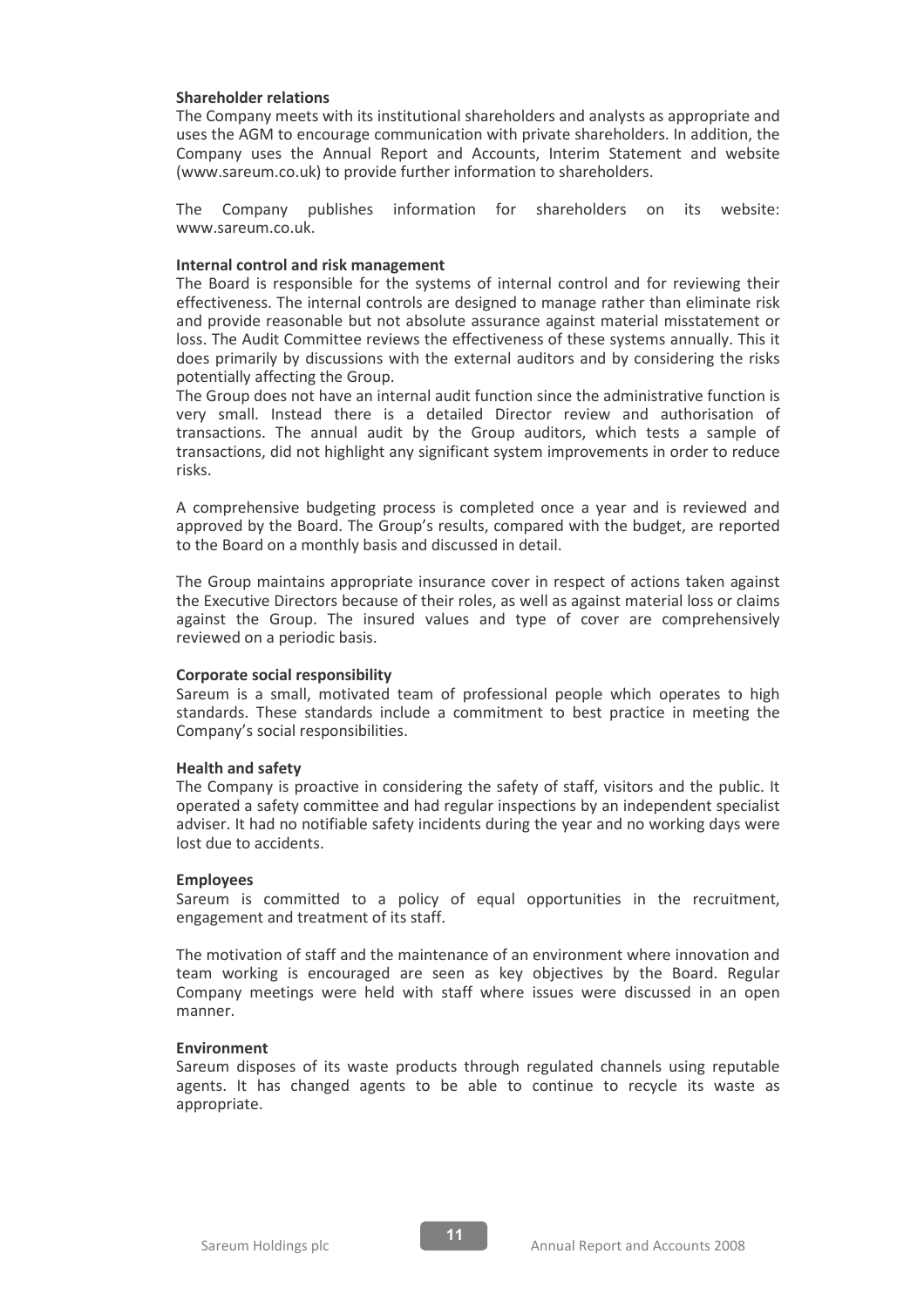**Shareholder relations**

The Company meets with its institutional shareholders and analysts as appropriate and uses the AGM to encourage communication with private shareholders. In addition, the Company uses the Annual Report and Accounts, Interim Statement and website (www.sareum.co.uk) to provide further information to shareholders.

The Company publishes information for shareholders on its website: www.sareum.co.uk.

**Internal control and risk management**

The Board is responsible for the systems of internal control and for reviewing their effectiveness. The internal controls are designed to manage rather than eliminate risk and provide reasonable but not absolute assurance against material misstatement or loss. The Audit Committee reviews the effectiveness of these systems annually. This it does primarily by discussions with the external auditors and by considering the risks potentially affecting the Group.

The Group does not have an internal audit function since the administrative function is very small. Instead there is a detailed Director review and authorisation of transactions. The annual audit by the Group auditors, which tests a sample of transactions, did not highlight any significant system improvements in order to reduce risks.

A comprehensive budgeting process is completed once a year and is reviewed and approved by the Board. The Group's results, compared with the budget, are reported to the Board on a monthly basis and discussed in detail.

The Group maintains appropriate insurance cover in respect of actions taken against the Executive Directors because of their roles, as well as against material loss or claims against the Group. The insured values and type of cover are comprehensively reviewed on a periodic basis.

**Corporate social responsibility**

Sareum is a small, motivated team of professional people which operates to high standards. These standards include a commitment to best practice in meeting the Company's social responsibilities.

**Health and safety**

The Company is proactive in considering the safety of staff, visitors and the public. It operated a safety committee and had regular inspections by an independent specialist adviser. It had no notifiable safety incidents during the year and no working days were lost due to accidents.

**Employees**

Sareum is committed to a policy of equal opportunities in the recruitment, engagement and treatment of its staff.

The motivation of staff and the maintenance of an environment where innovation and team working is encouraged are seen as key objectives by the Board. Regular Company meetings were held with staff where issues were discussed in an open manner.

**Environment**

Sareum disposes of its waste products through regulated channels using reputable agents. It has changed agents to be able to continue to recycle its waste as appropriate.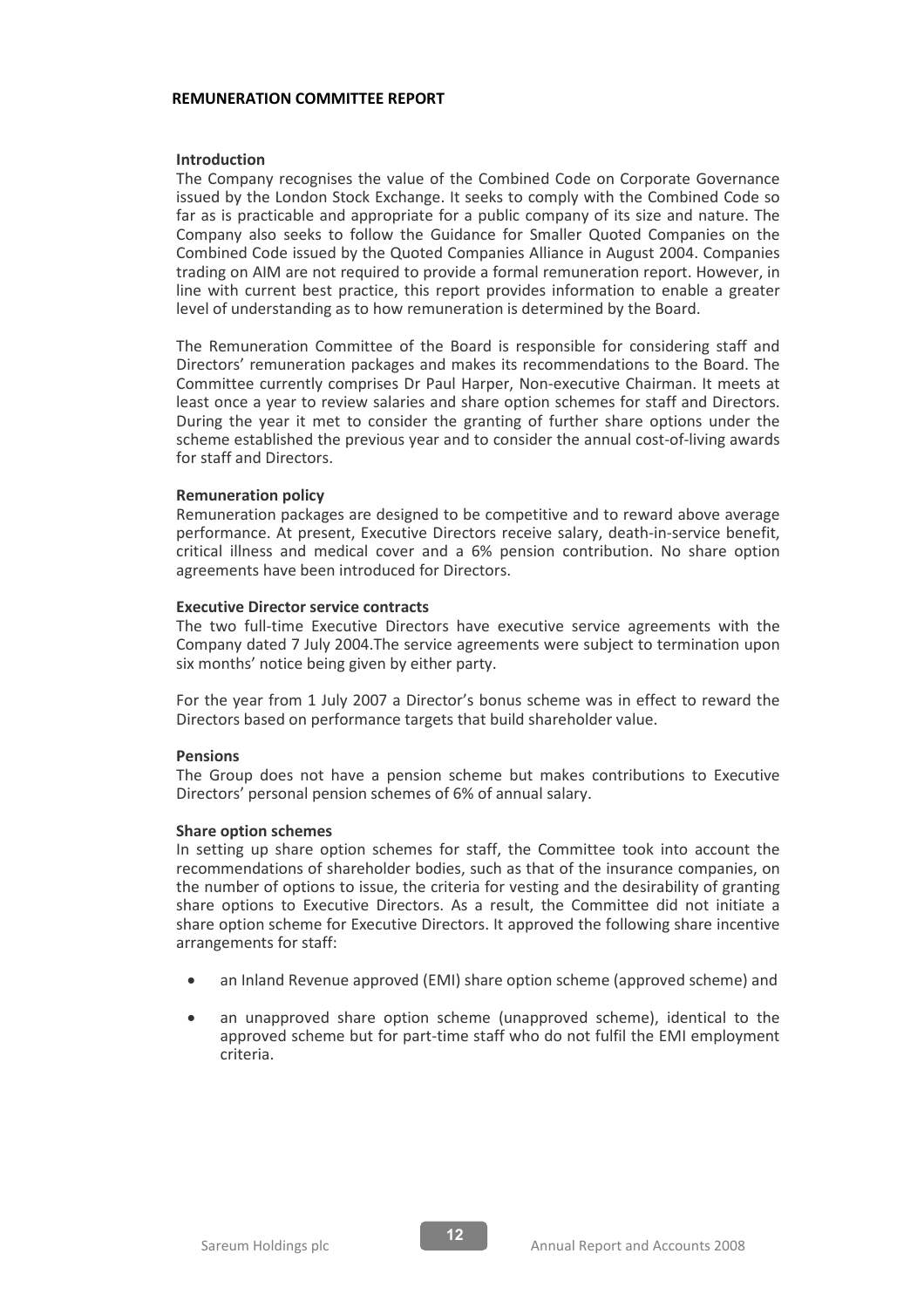# REMUNERATION COMMITTEE REPORT

## Introduction

The Company recognises the value of the Combined Code on Corporate Governance issued by the London Stock Exchange. It seeks to comply with the Combined Code so far as is practicable and appropriate for a public company of its size and nature. The Company also seeks to follow the Guidance for Smaller Quoted Companies on the Combined Code issued by the Quoted Companies Alliance in August 2004. Companies trading on AIM are not required to provide a formal remuneration report. However, in line with current best practice, this report provides information to enable a greater level of understanding as to how remuneration is determined by the Board.

The Remuneration Committee of the Board is responsible for considering staff and Directors' remuneration packages and makes its recommendations to the Board. The Committee currently comprises Dr Paul Harper, Non-executive Chairman. It meets at least once a year to review salaries and share option schemes for staff and Directors. During the year it met to consider the granting of further share options under the scheme established the previous year and to consider the annual cost-of-living awards for staff and Directors.

## Remuneration policy

Remuneration packages are designed to be competitive and to reward above average performance. At present, Executive Directors receive salary, death-in-service benefit, critical illness and medical cover and a 6% pension contribution. No share option agreements have been introduced for Directors.

## Executive Director service contracts

The two full-time Executive Directors have executive service agreements with the Company dated 7 July 2004.The service agreements were subject to termination upon six months' notice being given by either party.

For the year from 1 July 2007 a Director's bonus scheme was in effect to reward the Directors based on performance targets that build shareholder value.

## Pensions

The Group does not have a pension scheme but makes contributions to Executive Directors' personal pension schemes of 6% of annual salary.

## Share option schemes

In setting up share option schemes for staff, the Committee took into account the recommendations of shareholder bodies, such as that of the insurance companies, on the number of options to issue, the criteria for vesting and the desirability of granting share options to Executive Directors. As a result, the Committee did not initiate a share option scheme for Executive Directors. It approved the following share incentive arrangements for staff:

- an Inland Revenue approved (EMI) share option scheme (approved scheme) and
- an unapproved share option scheme (unapproved scheme), identical to the approved scheme but for part-time staff who do not fulfil the EMI employment criteria.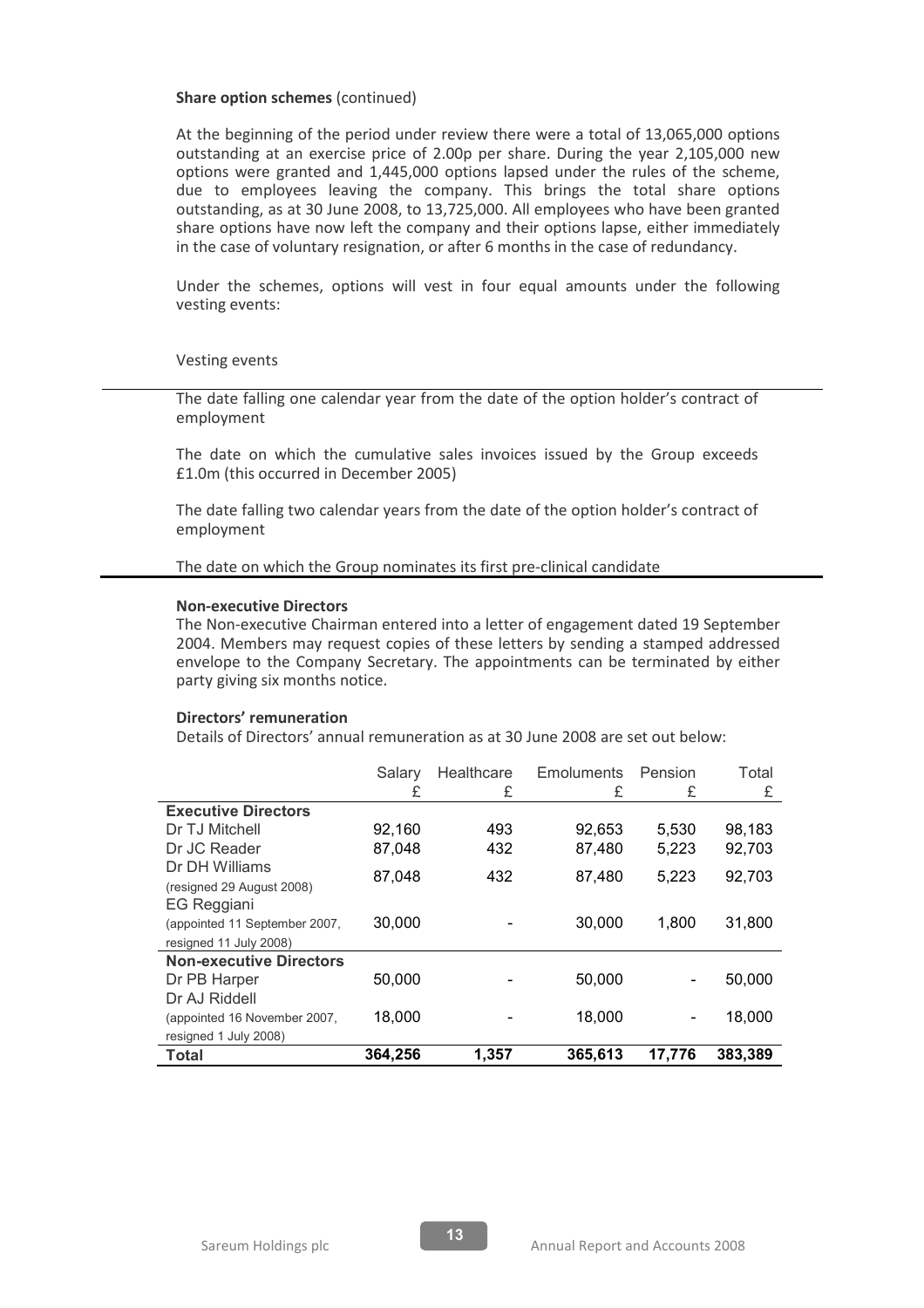**Share option schemes** (continued)

At the beginning of the period under review there were a total of 13,065,000 options outstanding at an exercise price of 2.00p per share. During the year 2,105,000 new options were granted and 1,445,000 options lapsed under the rules of the scheme, due to employees leaving the company. This brings the total share options outstanding, as at 30 June 2008, to 13,725,000. All employees who have been granted share options have now left the company and their options lapse, either immediately in the case of voluntary resignation, or after 6 months in the case of redundancy.

Under the schemes, options will vest in four equal amounts under the following vesting events:

| Vesting events |
|---|
| The date falling one calendar year from the date of the option holder's contract of employment |
| The date on which the cumulative sales invoices issued by the Group exceeds £1.0m (this occurred in December 2005) |
| The date falling two calendar years from the date of the option holder's contract of employment |
| The date on which the Group nominates its first pre-clinical candidate |

**Non-executive Directors**

The Non-executive Chairman entered into a letter of engagement dated 19 September 2004. Members may request copies of these letters by sending a stamped addressed envelope to the Company Secretary. The appointments can be terminated by either party giving six months notice.

**Directors' remuneration**

Details of Directors' annual remuneration as at 30 June 2008 are set out below:

| | Salary £ | Healthcare £ | Emoluments £ | Pension £ | Total £ |
|---|---|---|---|---|---|
| **Executive Directors** | | | | | |
| Dr TJ Mitchell | 92,160 | 493 | 92,653 | 5,530 | 98,183 |
| Dr JC Reader | 87,048 | 432 | 87,480 | 5,223 | 92,703 |
| Dr DH Williams (resigned 29 August 2008) | 87,048 | 432 | 87,480 | 5,223 | 92,703 |
| EG Reggiani (appointed 11 September 2007, resigned 11 July 2008) | 30,000 | - | 30,000 | 1,800 | 31,800 |
| **Non-executive Directors** | | | | | |
| Dr PB Harper | 50,000 | - | 50,000 | - | 50,000 |
| Dr AJ Riddell (appointed 16 November 2007, resigned 1 July 2008) | 18,000 | - | 18,000 | - | 18,000 |
| **Total** | **364,256** | **1,357** | **365,613** | **17,776** | **383,389** |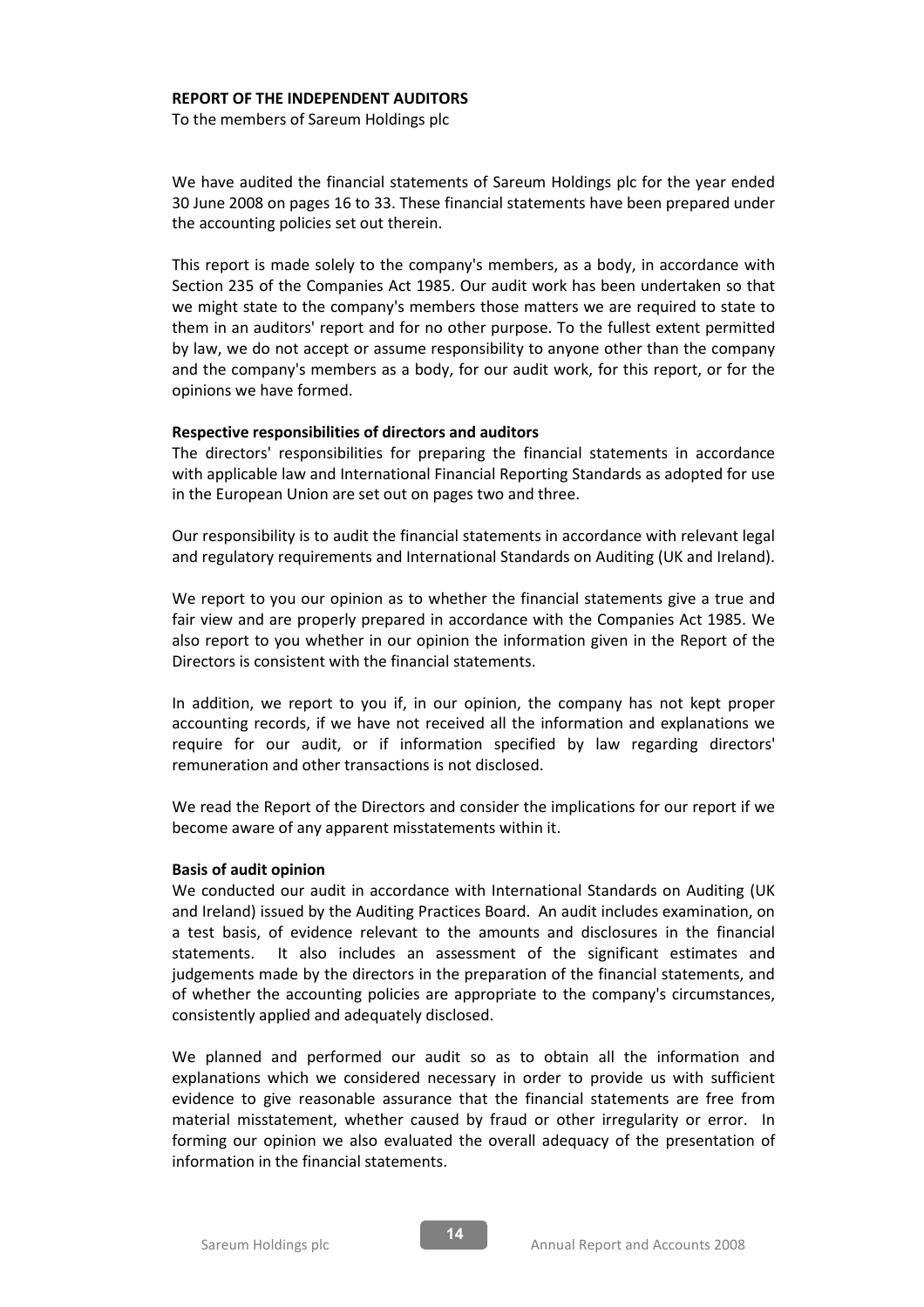**REPORT OF THE INDEPENDENT AUDITORS**

To the members of Sareum Holdings plc

We have audited the financial statements of Sareum Holdings plc for the year ended 30 June 2008 on pages 16 to 33. These financial statements have been prepared under the accounting policies set out therein.

This report is made solely to the company's members, as a body, in accordance with Section 235 of the Companies Act 1985. Our audit work has been undertaken so that we might state to the company's members those matters we are required to state to them in an auditors' report and for no other purpose. To the fullest extent permitted by law, we do not accept or assume responsibility to anyone other than the company and the company's members as a body, for our audit work, for this report, or for the opinions we have formed.

**Respective responsibilities of directors and auditors**

The directors' responsibilities for preparing the financial statements in accordance with applicable law and International Financial Reporting Standards as adopted for use in the European Union are set out on pages two and three.

Our responsibility is to audit the financial statements in accordance with relevant legal and regulatory requirements and International Standards on Auditing (UK and Ireland).

We report to you our opinion as to whether the financial statements give a true and fair view and are properly prepared in accordance with the Companies Act 1985. We also report to you whether in our opinion the information given in the Report of the Directors is consistent with the financial statements.

In addition, we report to you if, in our opinion, the company has not kept proper accounting records, if we have not received all the information and explanations we require for our audit, or if information specified by law regarding directors' remuneration and other transactions is not disclosed.

We read the Report of the Directors and consider the implications for our report if we become aware of any apparent misstatements within it.

**Basis of audit opinion**

We conducted our audit in accordance with International Standards on Auditing (UK and Ireland) issued by the Auditing Practices Board. An audit includes examination, on a test basis, of evidence relevant to the amounts and disclosures in the financial statements. It also includes an assessment of the significant estimates and judgements made by the directors in the preparation of the financial statements, and of whether the accounting policies are appropriate to the company's circumstances, consistently applied and adequately disclosed.

We planned and performed our audit so as to obtain all the information and explanations which we considered necessary in order to provide us with sufficient evidence to give reasonable assurance that the financial statements are free from material misstatement, whether caused by fraud or other irregularity or error. In forming our opinion we also evaluated the overall adequacy of the presentation of information in the financial statements.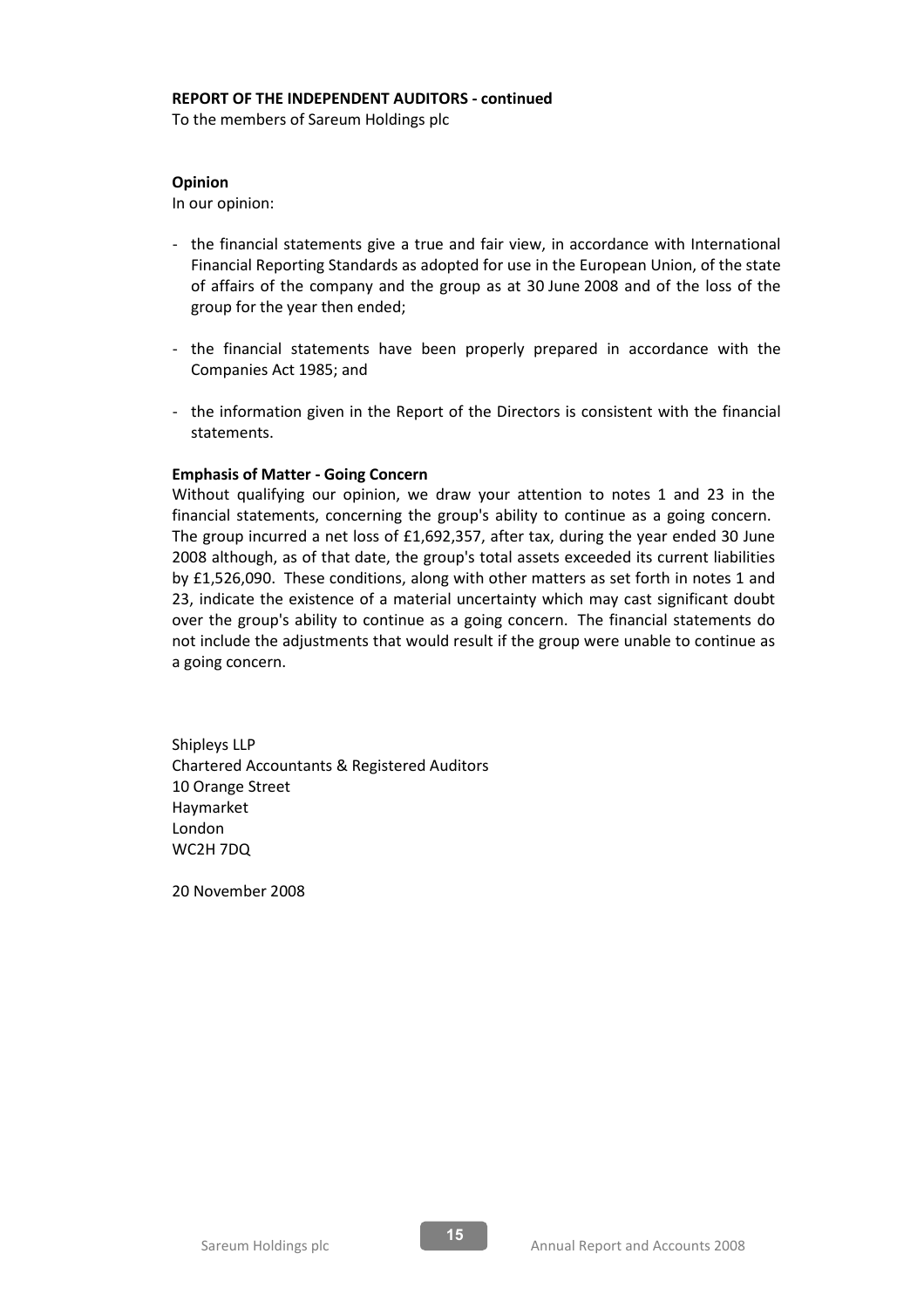**REPORT OF THE INDEPENDENT AUDITORS - continued**

To the members of Sareum Holdings plc

**Opinion**

In our opinion:

- the financial statements give a true and fair view, in accordance with International Financial Reporting Standards as adopted for use in the European Union, of the state of affairs of the company and the group as at 30 June 2008 and of the loss of the group for the year then ended;

- the financial statements have been properly prepared in accordance with the Companies Act 1985; and

- the information given in the Report of the Directors is consistent with the financial statements.

**Emphasis of Matter - Going Concern**

Without qualifying our opinion, we draw your attention to notes 1 and 23 in the financial statements, concerning the group's ability to continue as a going concern. The group incurred a net loss of £1,692,357, after tax, during the year ended 30 June 2008 although, as of that date, the group's total assets exceeded its current liabilities by £1,526,090. These conditions, along with other matters as set forth in notes 1 and 23, indicate the existence of a material uncertainty which may cast significant doubt over the group's ability to continue as a going concern. The financial statements do not include the adjustments that would result if the group were unable to continue as a going concern.

Shipleys LLP
Chartered Accountants & Registered Auditors
10 Orange Street
Haymarket
London
WC2H 7DQ

20 November 2008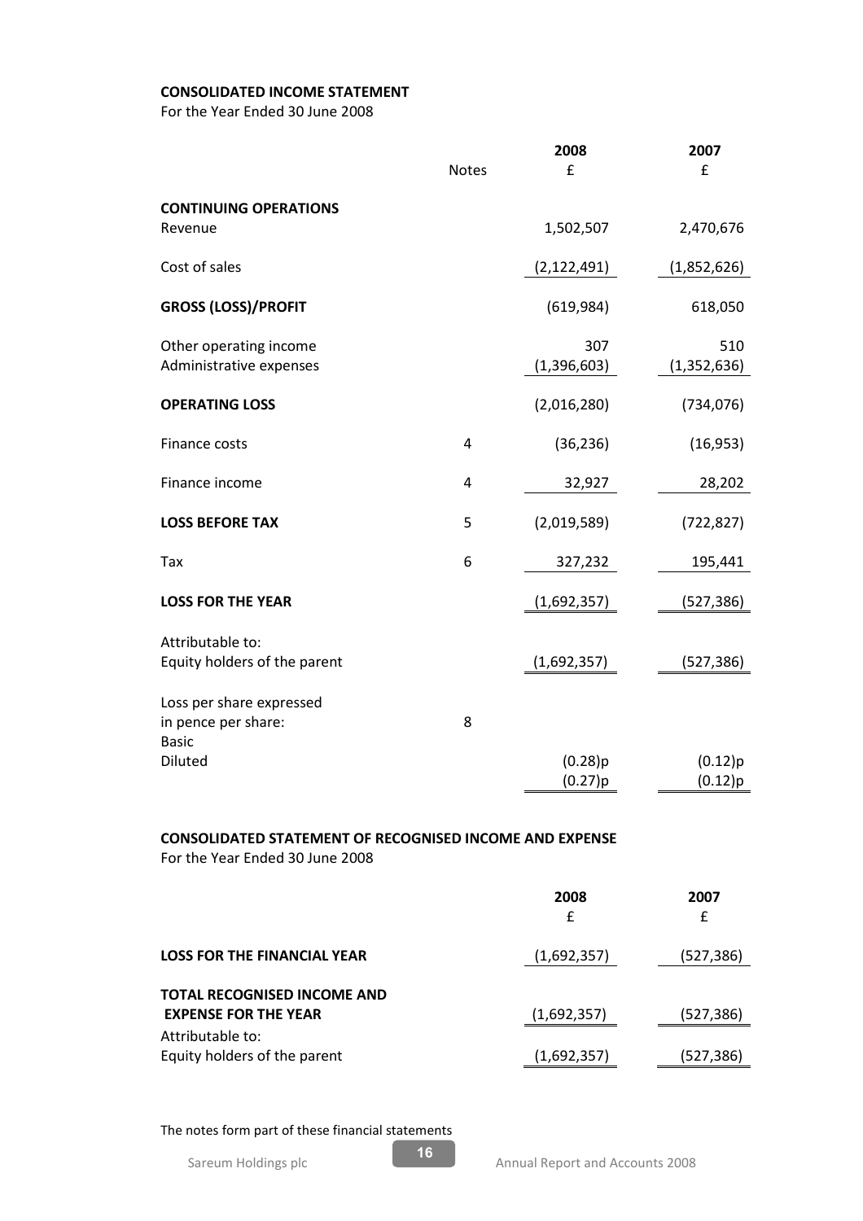**CONSOLIDATED INCOME STATEMENT**

For the Year Ended 30 June 2008

| | Notes | 2008 £ | 2007 £ |
|---|---|---|---|
| **CONTINUING OPERATIONS** | | | |
| Revenue | | 1,502,507 | 2,470,676 |
| Cost of sales | | (2,122,491) | (1,852,626) |
| **GROSS (LOSS)/PROFIT** | | (619,984) | 618,050 |
| Other operating income | | 307 | 510 |
| Administrative expenses | | (1,396,603) | (1,352,636) |
| **OPERATING LOSS** | | (2,016,280) | (734,076) |
| Finance costs | 4 | (36,236) | (16,953) |
| Finance income | 4 | 32,927 | 28,202 |
| **LOSS BEFORE TAX** | 5 | (2,019,589) | (722,827) |
| Tax | 6 | 327,232 | 195,441 |
| **LOSS FOR THE YEAR** | | (1,692,357) | (527,386) |
| Attributable to: | | | |
| Equity holders of the parent | | (1,692,357) | (527,386) |
| Loss per share expressed in pence per share: | 8 | | |
| Basic | | (0.28)p | (0.12)p |
| Diluted | | (0.27)p | (0.12)p |

**CONSOLIDATED STATEMENT OF RECOGNISED INCOME AND EXPENSE**

For the Year Ended 30 June 2008

| | 2008 £ | 2007 £ |
|---|---|---|
| **LOSS FOR THE FINANCIAL YEAR** | (1,692,357) | (527,386) |
| **TOTAL RECOGNISED INCOME AND EXPENSE FOR THE YEAR** | (1,692,357) | (527,386) |
| Attributable to: | | |
| Equity holders of the parent | (1,692,357) | (527,386) |

The notes form part of these financial statements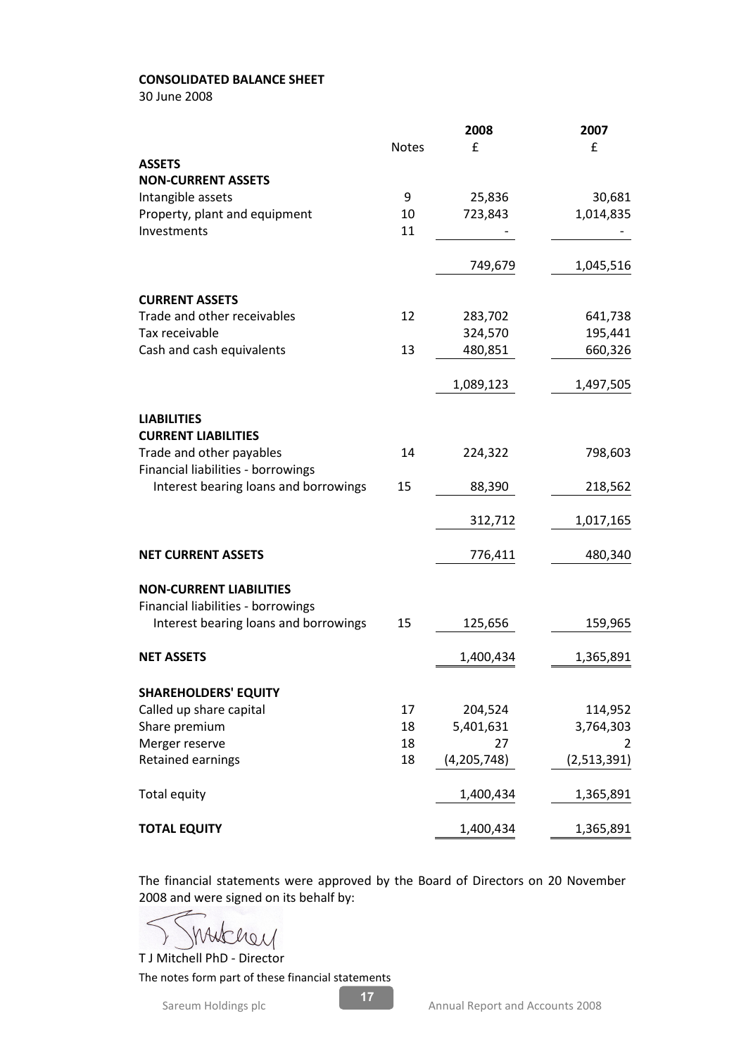**CONSOLIDATED BALANCE SHEET**

30 June 2008

| | Notes | 2008<br>£ | 2007<br>£ |
|---|---|---|---|
| **ASSETS** | | | |
| **NON-CURRENT ASSETS** | | | |
| Intangible assets | 9 | 25,836 | 30,681 |
| Property, plant and equipment | 10 | 723,843 | 1,014,835 |
| Investments | 11 | - | - |
| | | 749,679 | 1,045,516 |
| **CURRENT ASSETS** | | | |
| Trade and other receivables | 12 | 283,702 | 641,738 |
| Tax receivable | | 324,570 | 195,441 |
| Cash and cash equivalents | 13 | 480,851 | 660,326 |
| | | 1,089,123 | 1,497,505 |
| **LIABILITIES** | | | |
| **CURRENT LIABILITIES** | | | |
| Trade and other payables | 14 | 224,322 | 798,603 |
| Financial liabilities - borrowings | | | |
| Interest bearing loans and borrowings | 15 | 88,390 | 218,562 |
| | | 312,712 | 1,017,165 |
| **NET CURRENT ASSETS** | | 776,411 | 480,340 |
| **NON-CURRENT LIABILITIES** | | | |
| Financial liabilities - borrowings | | | |
| Interest bearing loans and borrowings | 15 | 125,656 | 159,965 |
| **NET ASSETS** | | 1,400,434 | 1,365,891 |
| **SHAREHOLDERS' EQUITY** | | | |
| Called up share capital | 17 | 204,524 | 114,952 |
| Share premium | 18 | 5,401,631 | 3,764,303 |
| Merger reserve | 18 | 27 | 2 |
| Retained earnings | 18 | (4,205,748) | (2,513,391) |
| Total equity | | 1,400,434 | 1,365,891 |
| **TOTAL EQUITY** | | 1,400,434 | 1,365,891 |

The financial statements were approved by the Board of Directors on 20 November 2008 and were signed on its behalf by:

T J Mitchell PhD - Director

The notes form part of these financial statements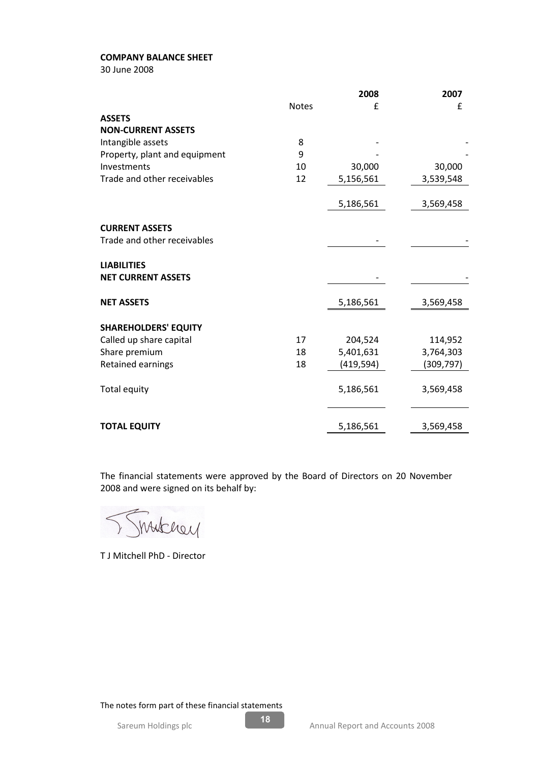**COMPANY BALANCE SHEET**
30 June 2008

| | Notes | 2008<br>£ | 2007<br>£ |
|---|---|---|---|
| **ASSETS** | | | |
| **NON-CURRENT ASSETS** | | | |
| Intangible assets | 8 | - | - |
| Property, plant and equipment | 9 | - | - |
| Investments | 10 | 30,000 | 30,000 |
| Trade and other receivables | 12 | 5,156,561 | 3,539,548 |
| | | 5,186,561 | 3,569,458 |
| **CURRENT ASSETS** | | | |
| Trade and other receivables | | - | - |
| **LIABILITIES** | | | |
| **NET CURRENT ASSETS** | | - | - |
| **NET ASSETS** | | 5,186,561 | 3,569,458 |
| **SHAREHOLDERS' EQUITY** | | | |
| Called up share capital | 17 | 204,524 | 114,952 |
| Share premium | 18 | 5,401,631 | 3,764,303 |
| Retained earnings | 18 | (419,594) | (309,797) |
| Total equity | | 5,186,561 | 3,569,458 |
| **TOTAL EQUITY** | | 5,186,561 | 3,569,458 |

The financial statements were approved by the Board of Directors on 20 November 2008 and were signed on its behalf by:

T J Mitchell PhD - Director

The notes form part of these financial statements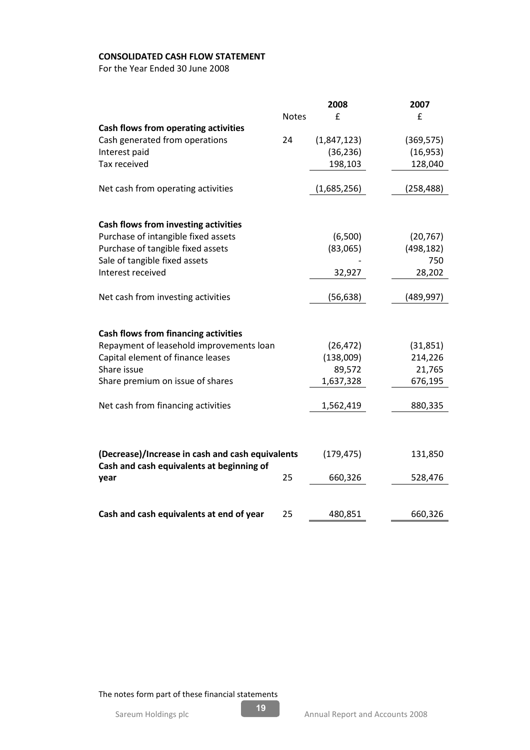**CONSOLIDATED CASH FLOW STATEMENT**

For the Year Ended 30 June 2008

| | Notes | 2008 £ | 2007 £ |
|---|---|---|---|
| **Cash flows from operating activities** | | | |
| Cash generated from operations | 24 | (1,847,123) | (369,575) |
| Interest paid | | (36,236) | (16,953) |
| Tax received | | 198,103 | 128,040 |
| Net cash from operating activities | | (1,685,256) | (258,488) |
| **Cash flows from investing activities** | | | |
| Purchase of intangible fixed assets | | (6,500) | (20,767) |
| Purchase of tangible fixed assets | | (83,065) | (498,182) |
| Sale of tangible fixed assets | | - | 750 |
| Interest received | | 32,927 | 28,202 |
| Net cash from investing activities | | (56,638) | (489,997) |
| **Cash flows from financing activities** | | | |
| Repayment of leasehold improvements loan | | (26,472) | (31,851) |
| Capital element of finance leases | | (138,009) | 214,226 |
| Share issue | | 89,572 | 21,765 |
| Share premium on issue of shares | | 1,637,328 | 676,195 |
| Net cash from financing activities | | 1,562,419 | 880,335 |
| **(Decrease)/Increase in cash and cash equivalents** | | (179,475) | 131,850 |
| **Cash and cash equivalents at beginning of year** | 25 | 660,326 | 528,476 |
| **Cash and cash equivalents at end of year** | 25 | 480,851 | 660,326 |

The notes form part of these financial statements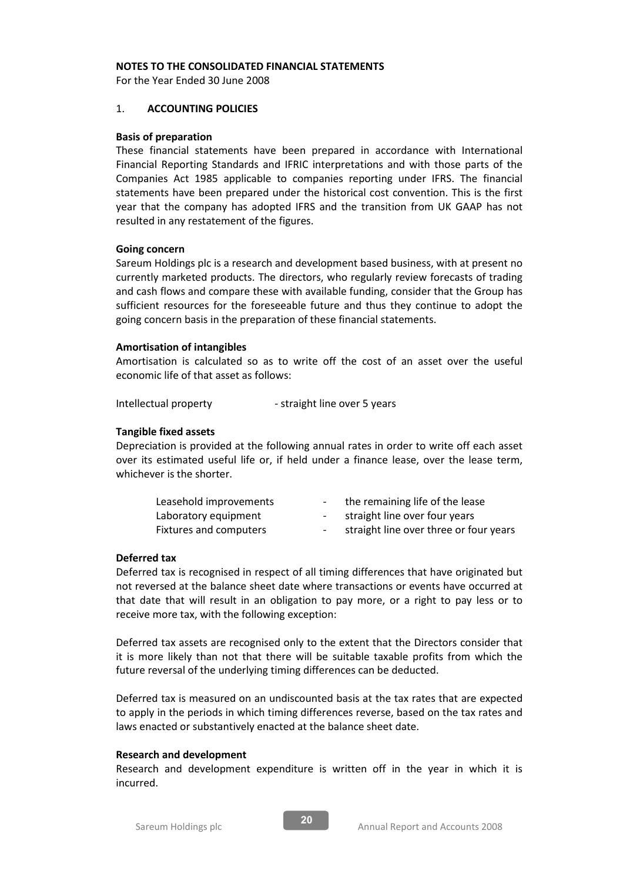**NOTES TO THE CONSOLIDATED FINANCIAL STATEMENTS**

For the Year Ended 30 June 2008

1. **ACCOUNTING POLICIES**

**Basis of preparation**

These financial statements have been prepared in accordance with International Financial Reporting Standards and IFRIC interpretations and with those parts of the Companies Act 1985 applicable to companies reporting under IFRS. The financial statements have been prepared under the historical cost convention. This is the first year that the company has adopted IFRS and the transition from UK GAAP has not resulted in any restatement of the figures.

**Going concern**

Sareum Holdings plc is a research and development based business, with at present no currently marketed products. The directors, who regularly review forecasts of trading and cash flows and compare these with available funding, consider that the Group has sufficient resources for the foreseeable future and thus they continue to adopt the going concern basis in the preparation of these financial statements.

**Amortisation of intangibles**

Amortisation is calculated so as to write off the cost of an asset over the useful economic life of that asset as follows:

| | |
|---|---|
| Intellectual property | - straight line over 5 years |

**Tangible fixed assets**

Depreciation is provided at the following annual rates in order to write off each asset over its estimated useful life or, if held under a finance lease, over the lease term, whichever is the shorter.

| | | |
|---|---|---|
| Leasehold improvements | - | the remaining life of the lease |
| Laboratory equipment | - | straight line over four years |
| Fixtures and computers | - | straight line over three or four years |

**Deferred tax**

Deferred tax is recognised in respect of all timing differences that have originated but not reversed at the balance sheet date where transactions or events have occurred at that date that will result in an obligation to pay more, or a right to pay less or to receive more tax, with the following exception:

Deferred tax assets are recognised only to the extent that the Directors consider that it is more likely than not that there will be suitable taxable profits from which the future reversal of the underlying timing differences can be deducted.

Deferred tax is measured on an undiscounted basis at the tax rates that are expected to apply in the periods in which timing differences reverse, based on the tax rates and laws enacted or substantively enacted at the balance sheet date.

**Research and development**

Research and development expenditure is written off in the year in which it is incurred.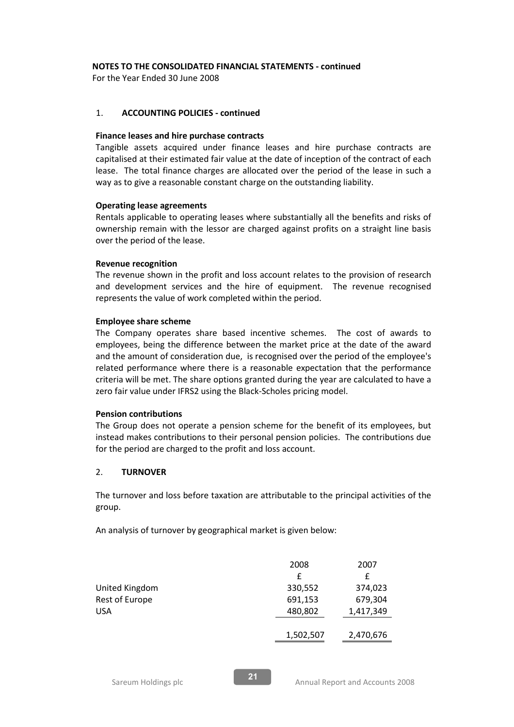**NOTES TO THE CONSOLIDATED FINANCIAL STATEMENTS - continued**

For the Year Ended 30 June 2008

## 1. ACCOUNTING POLICIES - continued

**Finance leases and hire purchase contracts**

Tangible assets acquired under finance leases and hire purchase contracts are capitalised at their estimated fair value at the date of inception of the contract of each lease. The total finance charges are allocated over the period of the lease in such a way as to give a reasonable constant charge on the outstanding liability.

**Operating lease agreements**

Rentals applicable to operating leases where substantially all the benefits and risks of ownership remain with the lessor are charged against profits on a straight line basis over the period of the lease.

**Revenue recognition**

The revenue shown in the profit and loss account relates to the provision of research and development services and the hire of equipment. The revenue recognised represents the value of work completed within the period.

**Employee share scheme**

The Company operates share based incentive schemes. The cost of awards to employees, being the difference between the market price at the date of the award and the amount of consideration due, is recognised over the period of the employee's related performance where there is a reasonable expectation that the performance criteria will be met. The share options granted during the year are calculated to have a zero fair value under IFRS2 using the Black-Scholes pricing model.

**Pension contributions**

The Group does not operate a pension scheme for the benefit of its employees, but instead makes contributions to their personal pension policies. The contributions due for the period are charged to the profit and loss account.

## 2. TURNOVER

The turnover and loss before taxation are attributable to the principal activities of the group.

An analysis of turnover by geographical market is given below:

| | 2008 | 2007 |
|---|---|---|
| | £ | £ |
| United Kingdom | 330,552 | 374,023 |
| Rest of Europe | 691,153 | 679,304 |
| USA | 480,802 | 1,417,349 |
| | 1,502,507 | 2,470,676 |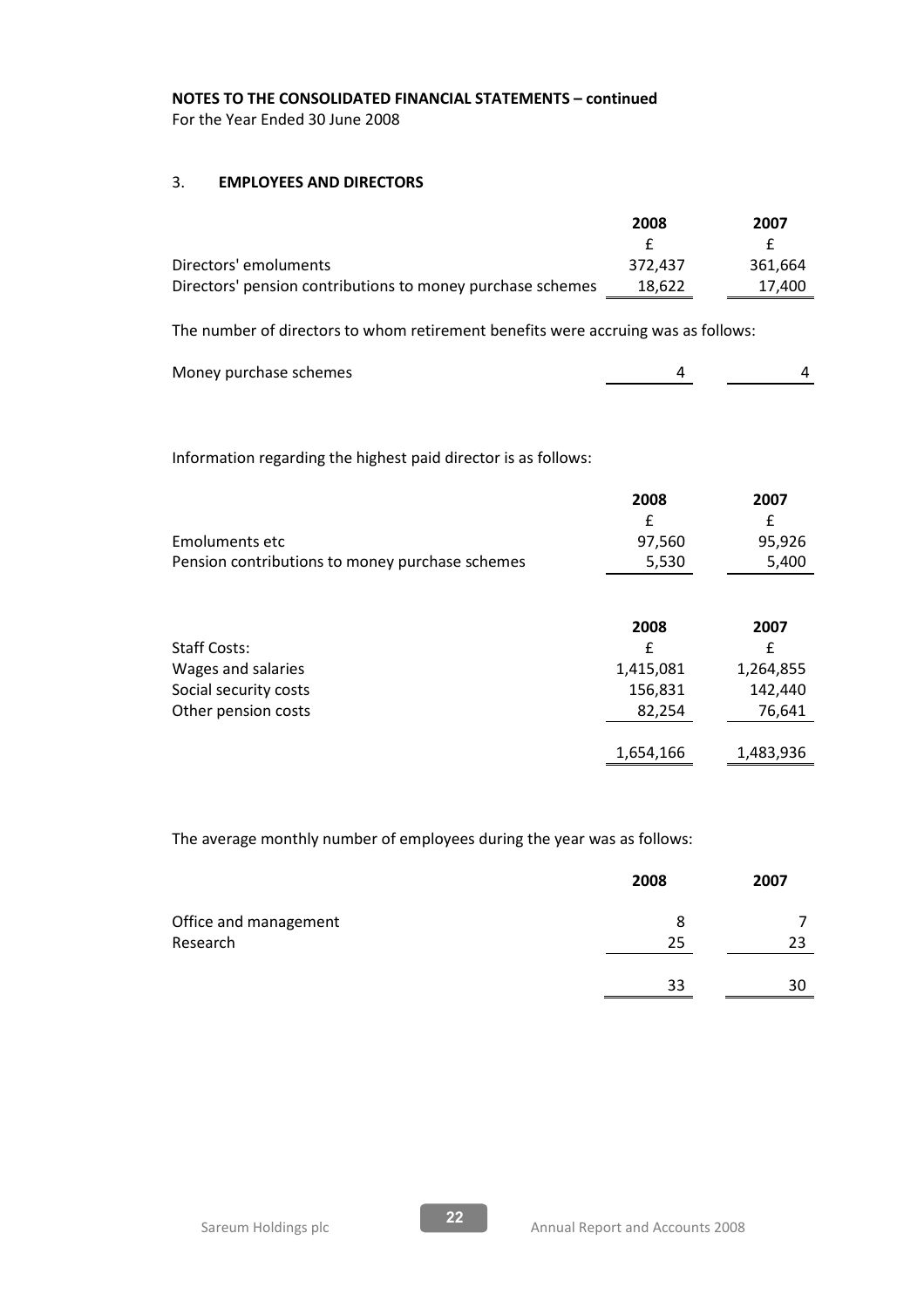**NOTES TO THE CONSOLIDATED FINANCIAL STATEMENTS – continued**
For the Year Ended 30 June 2008

## 3. EMPLOYEES AND DIRECTORS

| | 2008 | 2007 |
|---|---|---|
| | £ | £ |
| Directors' emoluments | 372,437 | 361,664 |
| Directors' pension contributions to money purchase schemes | 18,622 | 17,400 |

The number of directors to whom retirement benefits were accruing was as follows:

| | | |
|---|---|---|
| Money purchase schemes | 4 | 4 |

Information regarding the highest paid director is as follows:

| | 2008 | 2007 |
|---|---|---|
| | £ | £ |
| Emoluments etc | 97,560 | 95,926 |
| Pension contributions to money purchase schemes | 5,530 | 5,400 |

| | 2008 | 2007 |
|---|---|---|
| Staff Costs: | £ | £ |
| Wages and salaries | 1,415,081 | 1,264,855 |
| Social security costs | 156,831 | 142,440 |
| Other pension costs | 82,254 | 76,641 |
| | 1,654,166 | 1,483,936 |

The average monthly number of employees during the year was as follows:

| | 2008 | 2007 |
|---|---|---|
| Office and management | 8 | 7 |
| Research | 25 | 23 |
| | 33 | 30 |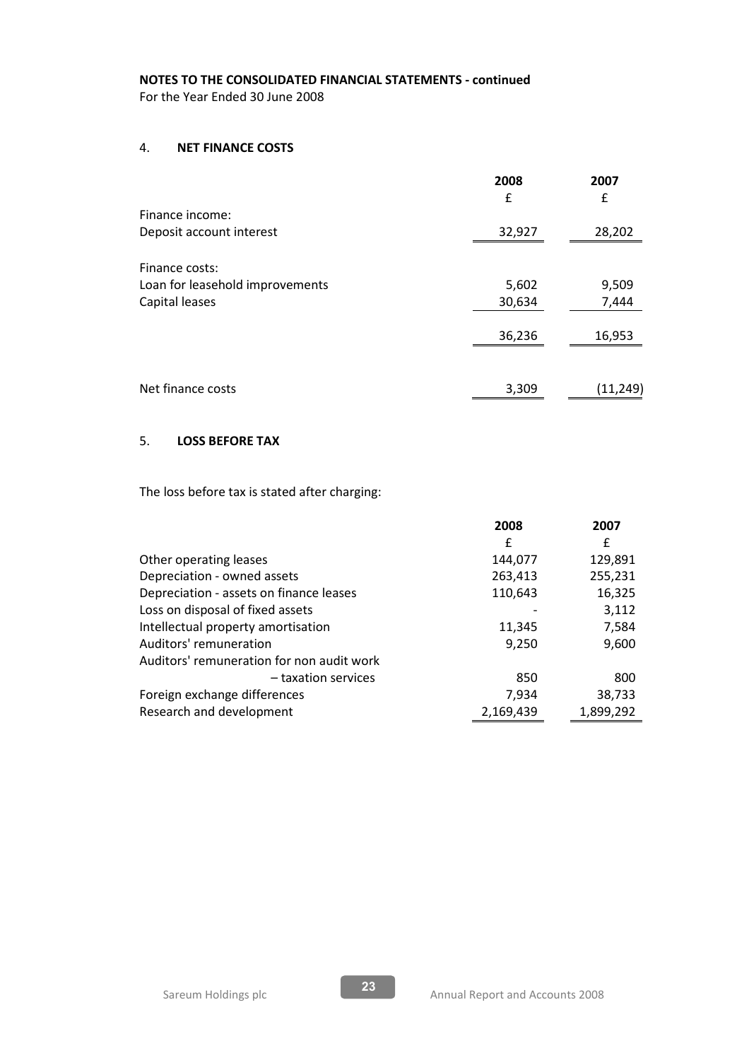**NOTES TO THE CONSOLIDATED FINANCIAL STATEMENTS - continued**

For the Year Ended 30 June 2008

## 4. NET FINANCE COSTS

| | 2008 | 2007 |
|---|---|---|
| | £ | £ |
| Finance income: | | |
| Deposit account interest | 32,927 | 28,202 |
| | | |
| Finance costs: | | |
| Loan for leasehold improvements | 5,602 | 9,509 |
| Capital leases | 30,634 | 7,444 |
| | 36,236 | 16,953 |
| | | |
| Net finance costs | 3,309 | (11,249) |

## 5. LOSS BEFORE TAX

The loss before tax is stated after charging:

| | 2008 | 2007 |
|---|---|---|
| | £ | £ |
| Other operating leases | 144,077 | 129,891 |
| Depreciation - owned assets | 263,413 | 255,231 |
| Depreciation - assets on finance leases | 110,643 | 16,325 |
| Loss on disposal of fixed assets | - | 3,112 |
| Intellectual property amortisation | 11,345 | 7,584 |
| Auditors' remuneration | 9,250 | 9,600 |
| Auditors' remuneration for non audit work – taxation services | 850 | 800 |
| Foreign exchange differences | 7,934 | 38,733 |
| Research and development | 2,169,439 | 1,899,292 |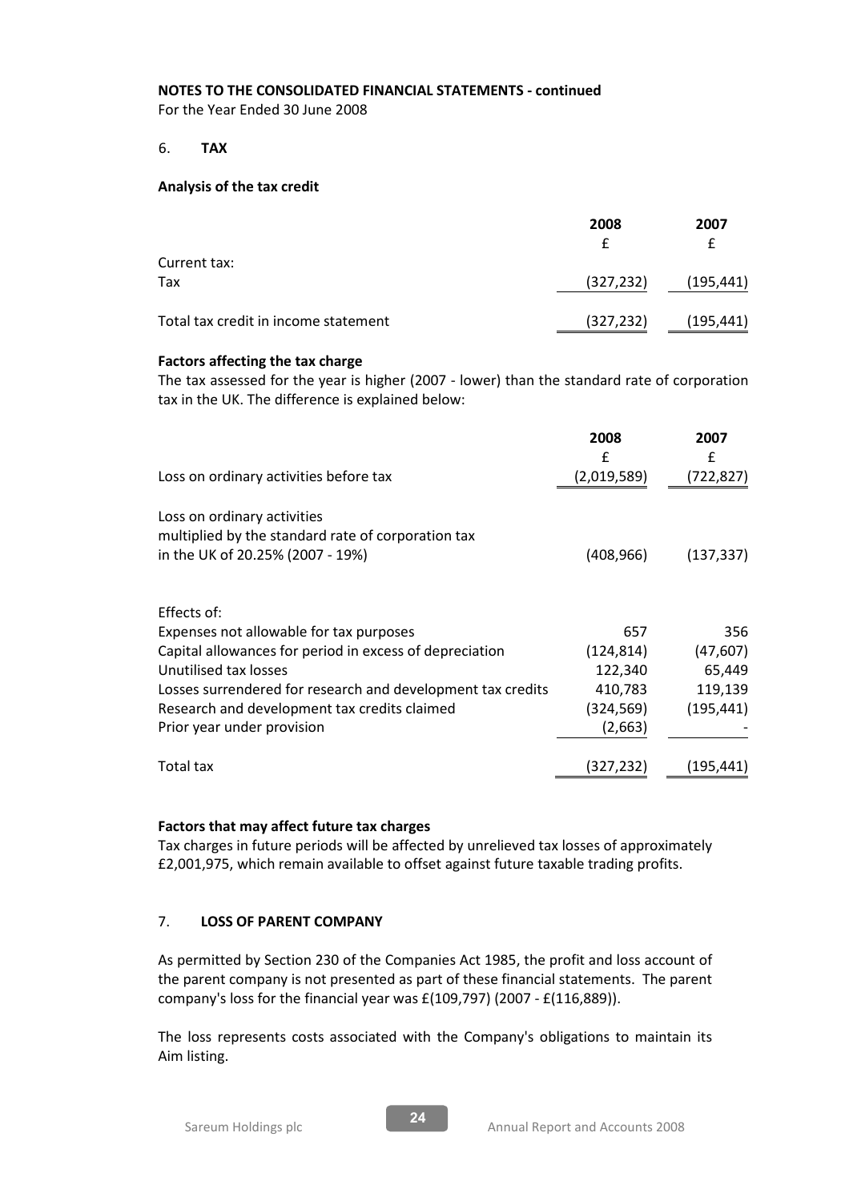**NOTES TO THE CONSOLIDATED FINANCIAL STATEMENTS - continued**
For the Year Ended 30 June 2008

## 6. TAX

### Analysis of the tax credit

| | 2008 | 2007 |
|---|---|---|
| | £ | £ |
| Current tax: | | |
| Tax | (327,232) | (195,441) |
| Total tax credit in income statement | (327,232) | (195,441) |

### Factors affecting the tax charge

The tax assessed for the year is higher (2007 - lower) than the standard rate of corporation tax in the UK. The difference is explained below:

| | 2008 | 2007 |
|---|---|---|
| | £ | £ |
| Loss on ordinary activities before tax | (2,019,589) | (722,827) |
| Loss on ordinary activities multiplied by the standard rate of corporation tax in the UK of 20.25% (2007 - 19%) | (408,966) | (137,337) |
| Effects of: | | |
| Expenses not allowable for tax purposes | 657 | 356 |
| Capital allowances for period in excess of depreciation | (124,814) | (47,607) |
| Unutilised tax losses | 122,340 | 65,449 |
| Losses surrendered for research and development tax credits | 410,783 | 119,139 |
| Research and development tax credits claimed | (324,569) | (195,441) |
| Prior year under provision | (2,663) | - |
| Total tax | (327,232) | (195,441) |

### Factors that may affect future tax charges

Tax charges in future periods will be affected by unrelieved tax losses of approximately £2,001,975, which remain available to offset against future taxable trading profits.

## 7. LOSS OF PARENT COMPANY

As permitted by Section 230 of the Companies Act 1985, the profit and loss account of the parent company is not presented as part of these financial statements. The parent company's loss for the financial year was £(109,797) (2007 - £(116,889)).

The loss represents costs associated with the Company's obligations to maintain its Aim listing.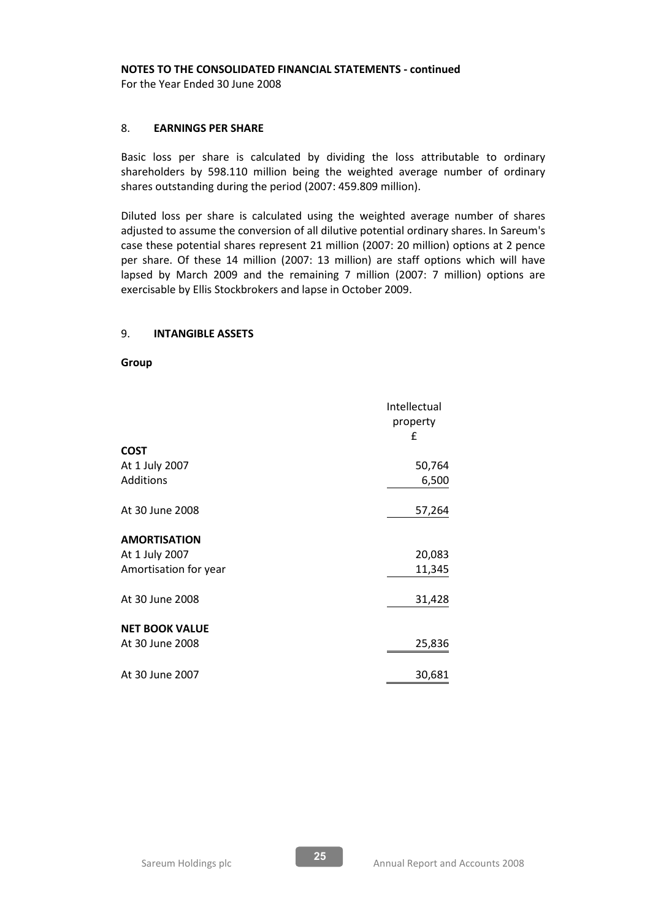**NOTES TO THE CONSOLIDATED FINANCIAL STATEMENTS - continued**
For the Year Ended 30 June 2008

## 8. EARNINGS PER SHARE

Basic loss per share is calculated by dividing the loss attributable to ordinary shareholders by 598.110 million being the weighted average number of ordinary shares outstanding during the period (2007: 459.809 million).

Diluted loss per share is calculated using the weighted average number of shares adjusted to assume the conversion of all dilutive potential ordinary shares. In Sareum's case these potential shares represent 21 million (2007: 20 million) options at 2 pence per share. Of these 14 million (2007: 13 million) are staff options which will have lapsed by March 2009 and the remaining 7 million (2007: 7 million) options are exercisable by Ellis Stockbrokers and lapse in October 2009.

## 9. INTANGIBLE ASSETS

**Group**

| | Intellectual property £ |
|---|---|
| **COST** | |
| At 1 July 2007 | 50,764 |
| Additions | 6,500 |
| At 30 June 2008 | 57,264 |
| **AMORTISATION** | |
| At 1 July 2007 | 20,083 |
| Amortisation for year | 11,345 |
| At 30 June 2008 | 31,428 |
| **NET BOOK VALUE** | |
| At 30 June 2008 | 25,836 |
| At 30 June 2007 | 30,681 |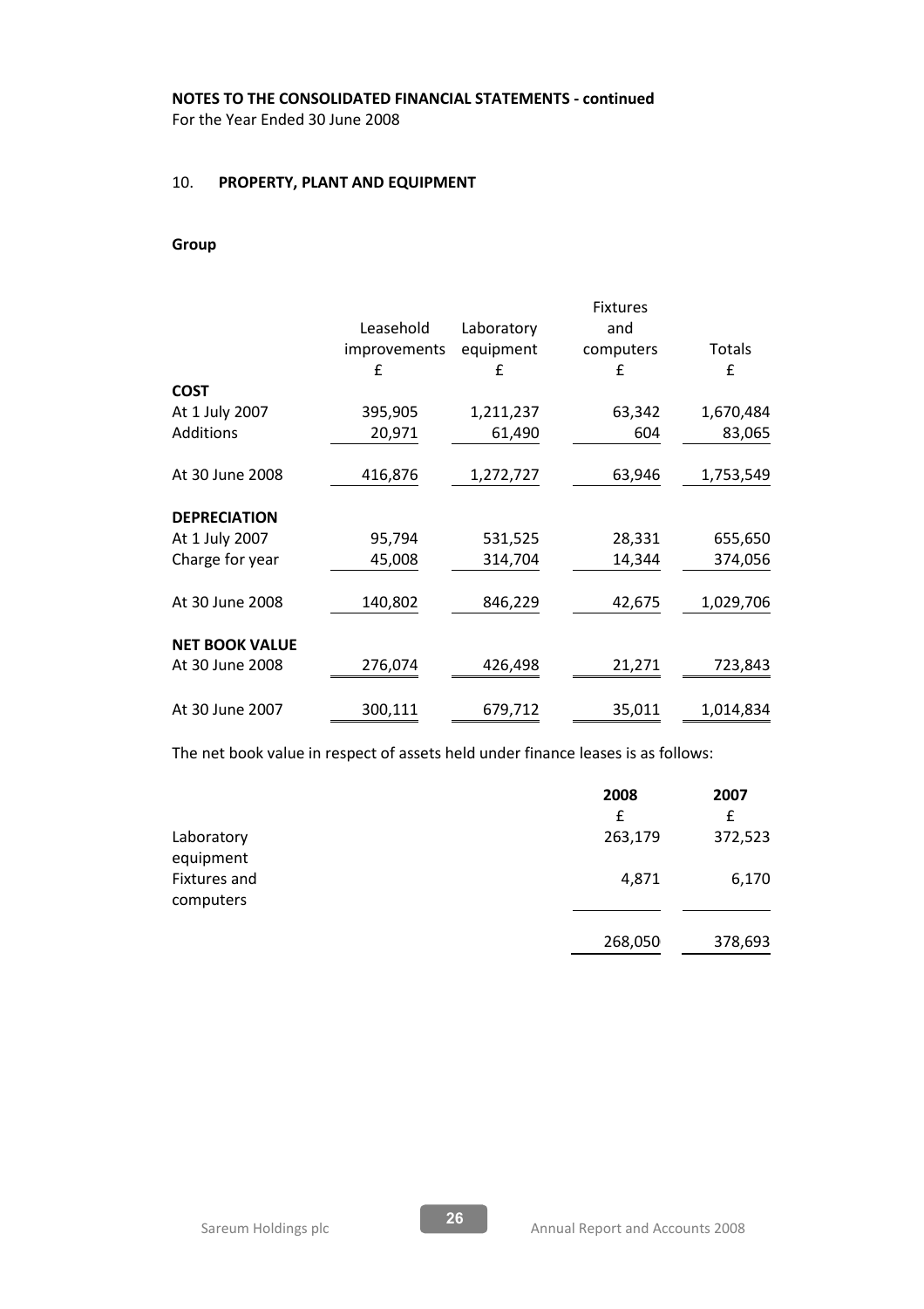**NOTES TO THE CONSOLIDATED FINANCIAL STATEMENTS - continued**

For the Year Ended 30 June 2008

## 10. PROPERTY, PLANT AND EQUIPMENT

**Group**

| | Leasehold improvements £ | Laboratory equipment £ | Fixtures and computers £ | Totals £ |
|---|---|---|---|---|
| **COST** | | | | |
| At 1 July 2007 | 395,905 | 1,211,237 | 63,342 | 1,670,484 |
| Additions | 20,971 | 61,490 | 604 | 83,065 |
| At 30 June 2008 | 416,876 | 1,272,727 | 63,946 | 1,753,549 |
| **DEPRECIATION** | | | | |
| At 1 July 2007 | 95,794 | 531,525 | 28,331 | 655,650 |
| Charge for year | 45,008 | 314,704 | 14,344 | 374,056 |
| At 30 June 2008 | 140,802 | 846,229 | 42,675 | 1,029,706 |
| **NET BOOK VALUE** | | | | |
| At 30 June 2008 | 276,074 | 426,498 | 21,271 | 723,843 |
| At 30 June 2007 | 300,111 | 679,712 | 35,011 | 1,014,834 |

The net book value in respect of assets held under finance leases is as follows:

| | 2008 £ | 2007 £ |
|---|---|---|
| Laboratory equipment | 263,179 | 372,523 |
| Fixtures and computers | 4,871 | 6,170 |
| | 268,050 | 378,693 |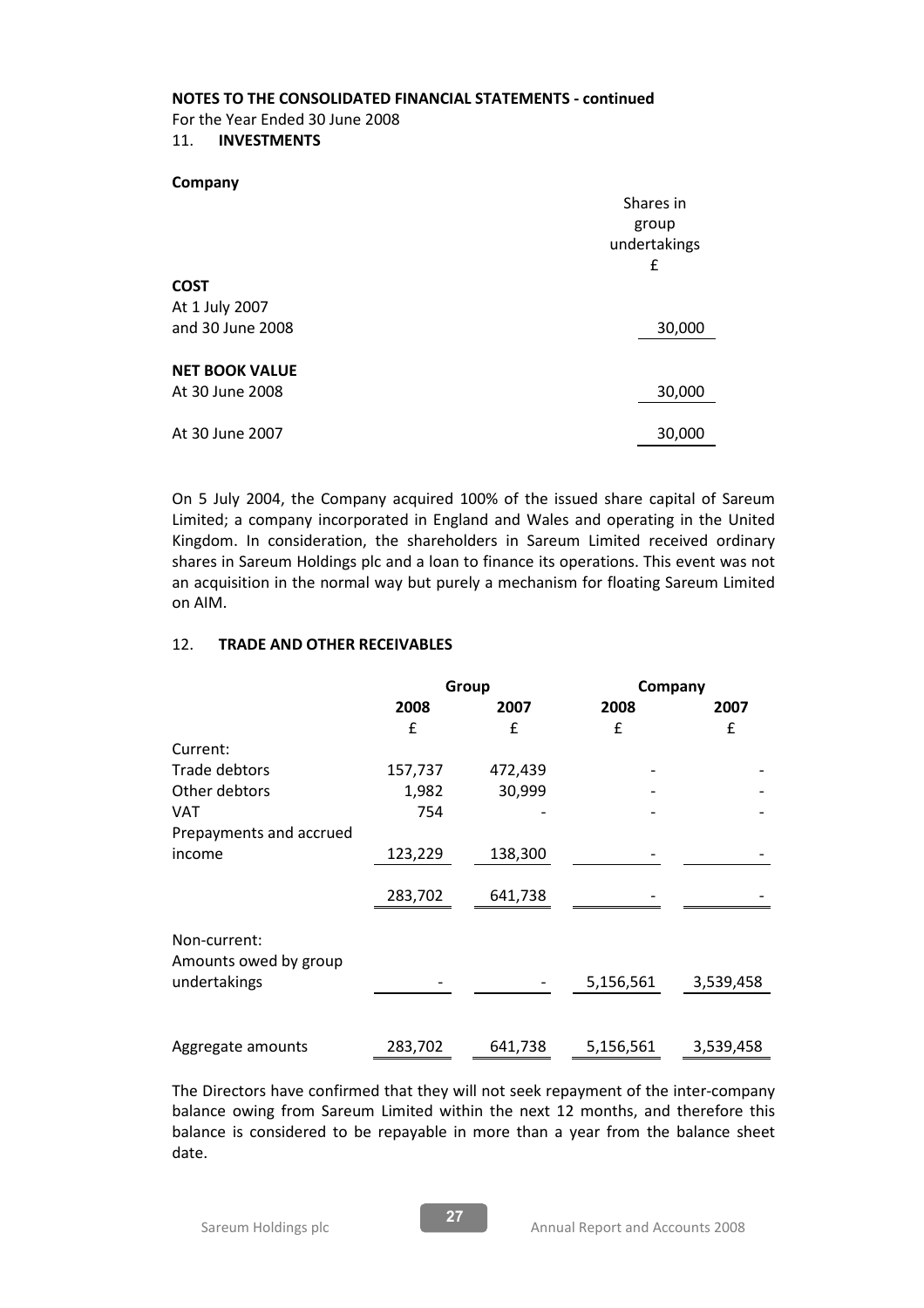**NOTES TO THE CONSOLIDATED FINANCIAL STATEMENTS - continued**

For the Year Ended 30 June 2008

## 11. INVESTMENTS

**Company**

| | Shares in group undertakings |
|---|---|
| | £ |
| **COST** | |
| At 1 July 2007 and 30 June 2008 | 30,000 |
| **NET BOOK VALUE** | |
| At 30 June 2008 | 30,000 |
| At 30 June 2007 | 30,000 |

On 5 July 2004, the Company acquired 100% of the issued share capital of Sareum Limited; a company incorporated in England and Wales and operating in the United Kingdom. In consideration, the shareholders in Sareum Limited received ordinary shares in Sareum Holdings plc and a loan to finance its operations. This event was not an acquisition in the normal way but purely a mechanism for floating Sareum Limited on AIM.

## 12. TRADE AND OTHER RECEIVABLES

| | Group | | Company | |
|---|---|---|---|---|
| | 2008 | 2007 | 2008 | 2007 |
| | £ | £ | £ | £ |
| Current: | | | | |
| Trade debtors | 157,737 | 472,439 | - | - |
| Other debtors | 1,982 | 30,999 | - | - |
| VAT | 754 | - | - | - |
| Prepayments and accrued income | 123,229 | 138,300 | - | - |
| | 283,702 | 641,738 | - | - |
| Non-current: | | | | |
| Amounts owed by group undertakings | - | - | 5,156,561 | 3,539,458 |
| Aggregate amounts | 283,702 | 641,738 | 5,156,561 | 3,539,458 |

The Directors have confirmed that they will not seek repayment of the inter-company balance owing from Sareum Limited within the next 12 months, and therefore this balance is considered to be repayable in more than a year from the balance sheet date.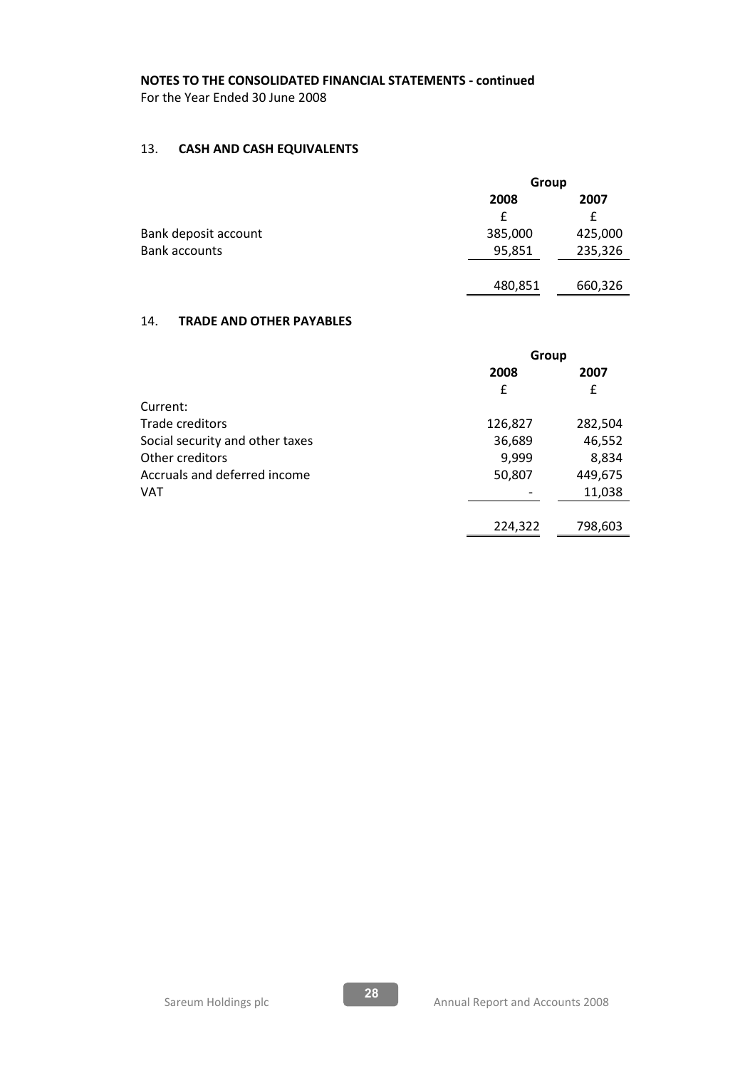**NOTES TO THE CONSOLIDATED FINANCIAL STATEMENTS - continued**

For the Year Ended 30 June 2008

## 13. CASH AND CASH EQUIVALENTS

| | Group | |
|---|---|---|
| | 2008 | 2007 |
| | £ | £ |
| Bank deposit account | 385,000 | 425,000 |
| Bank accounts | 95,851 | 235,326 |
| | 480,851 | 660,326 |

## 14. TRADE AND OTHER PAYABLES

| | Group | |
|---|---|---|
| | 2008 | 2007 |
| | £ | £ |
| Current: | | |
| Trade creditors | 126,827 | 282,504 |
| Social security and other taxes | 36,689 | 46,552 |
| Other creditors | 9,999 | 8,834 |
| Accruals and deferred income | 50,807 | 449,675 |
| VAT | - | 11,038 |
| | 224,322 | 798,603 |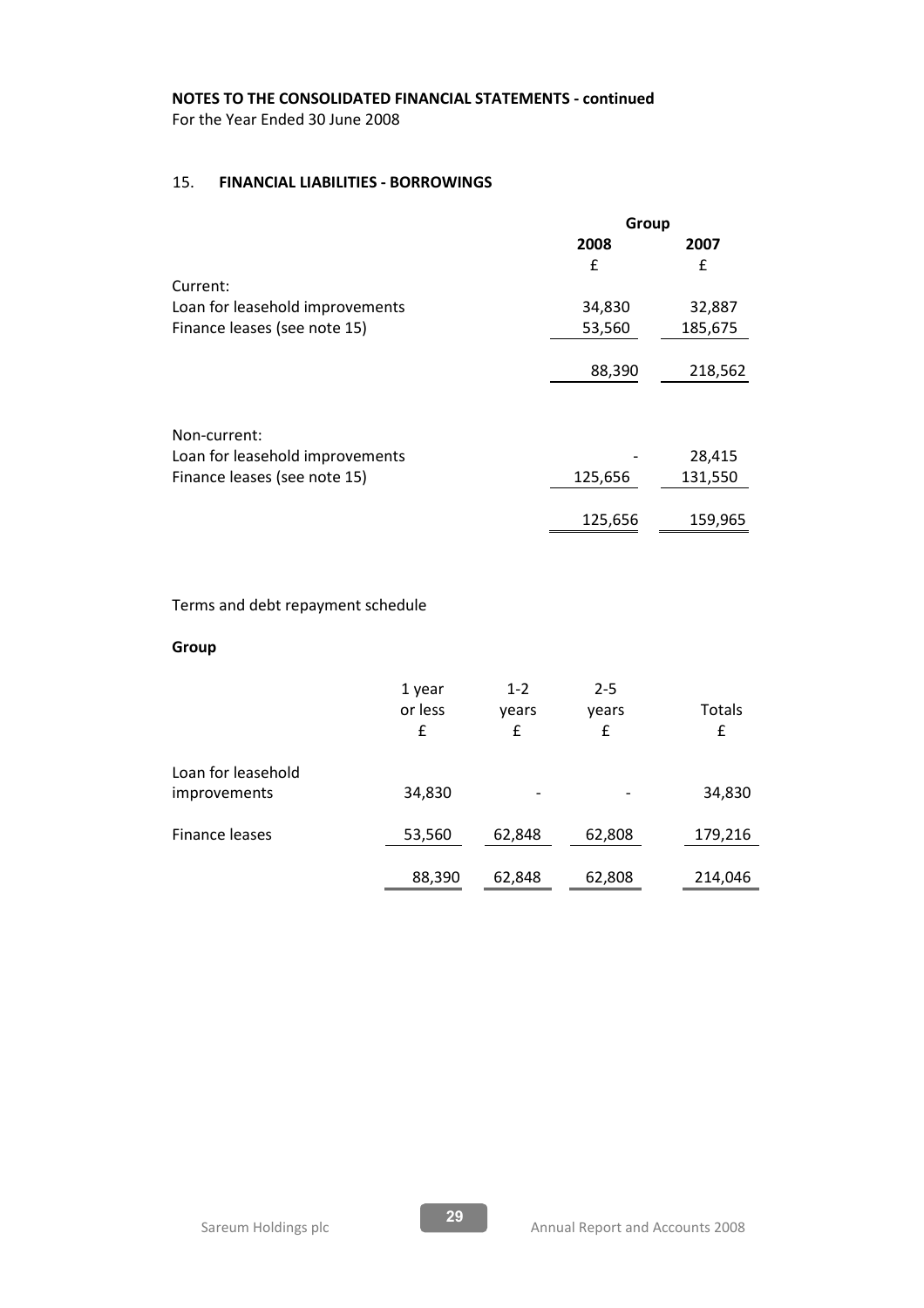**NOTES TO THE CONSOLIDATED FINANCIAL STATEMENTS - continued**
For the Year Ended 30 June 2008

## 15. FINANCIAL LIABILITIES - BORROWINGS

| | Group | |
|---|---|---|
| | 2008 | 2007 |
| | £ | £ |
| Current: | | |
| Loan for leasehold improvements | 34,830 | 32,887 |
| Finance leases (see note 15) | 53,560 | 185,675 |
| | 88,390 | 218,562 |
| Non-current: | | |
| Loan for leasehold improvements | - | 28,415 |
| Finance leases (see note 15) | 125,656 | 131,550 |
| | 125,656 | 159,965 |

Terms and debt repayment schedule

**Group**

| | 1 year or less £ | 1-2 years £ | 2-5 years £ | Totals £ |
|---|---|---|---|---|
| Loan for leasehold improvements | 34,830 | - | - | 34,830 |
| Finance leases | 53,560 | 62,848 | 62,808 | 179,216 |
| | 88,390 | 62,848 | 62,808 | 214,046 |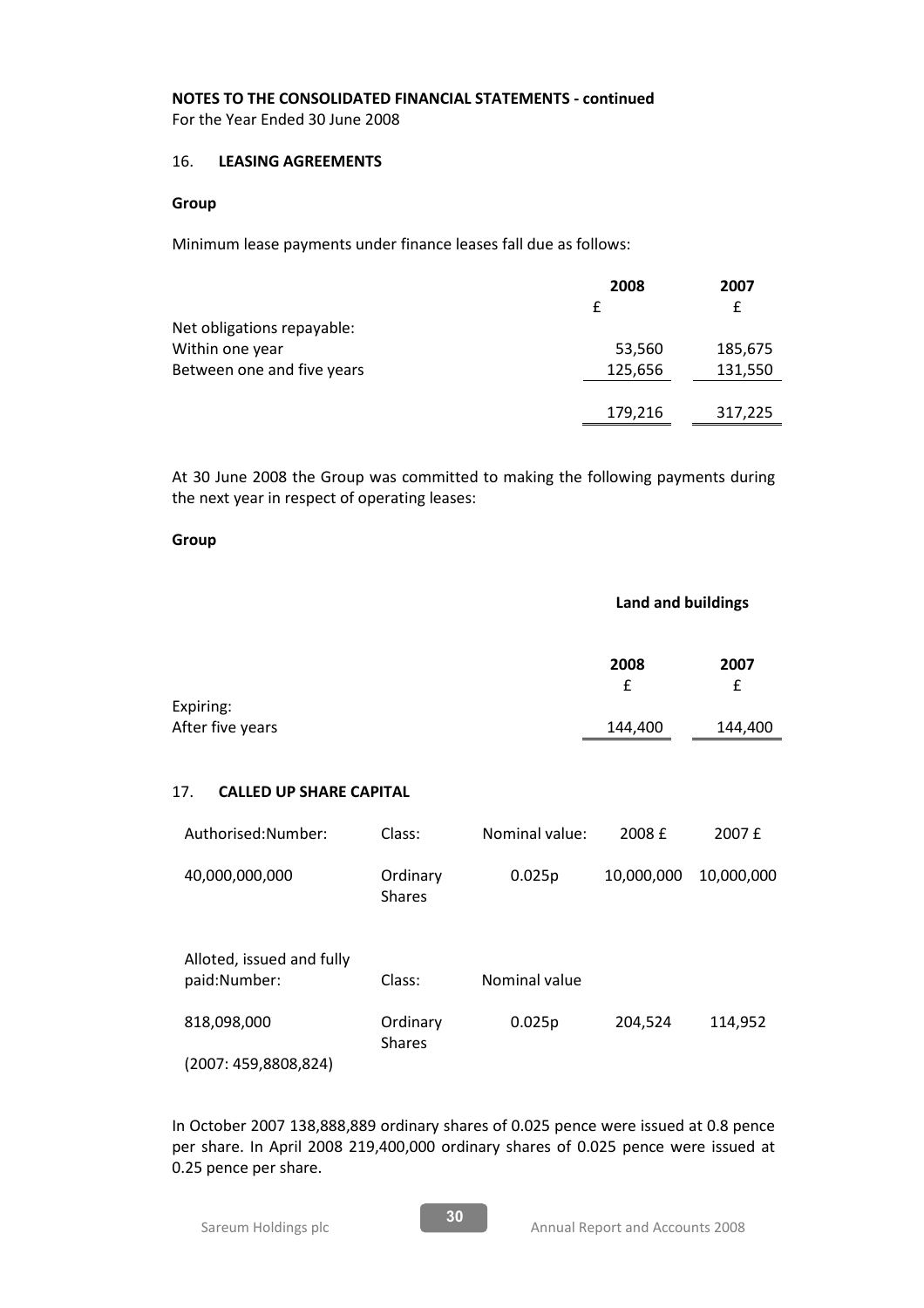**NOTES TO THE CONSOLIDATED FINANCIAL STATEMENTS - continued**

For the Year Ended 30 June 2008

## 16. LEASING AGREEMENTS

**Group**

Minimum lease payments under finance leases fall due as follows:

| | 2008 | 2007 |
|---|---|---|
| | £ | £ |
| Net obligations repayable: | | |
| Within one year | 53,560 | 185,675 |
| Between one and five years | 125,656 | 131,550 |
| | 179,216 | 317,225 |

At 30 June 2008 the Group was committed to making the following payments during the next year in respect of operating leases:

**Group**

| | Land and buildings | |
|---|---|---|
| | 2008 | 2007 |
| | £ | £ |
| Expiring: | | |
| After five years | 144,400 | 144,400 |

## 17. CALLED UP SHARE CAPITAL

| Authorised:Number: | Class: | Nominal value: | 2008 £ | 2007 £ |
|---|---|---|---|---|
| 40,000,000,000 | Ordinary Shares | 0.025p | 10,000,000 | 10,000,000 |

| Alloted, issued and fully paid:Number: | Class: | Nominal value | | |
|---|---|---|---|---|
| 818,098,000 | Ordinary Shares | 0.025p | 204,524 | 114,952 |
| (2007: 459,8808,824) | | | | |

In October 2007 138,888,889 ordinary shares of 0.025 pence were issued at 0.8 pence per share. In April 2008 219,400,000 ordinary shares of 0.025 pence were issued at 0.25 pence per share.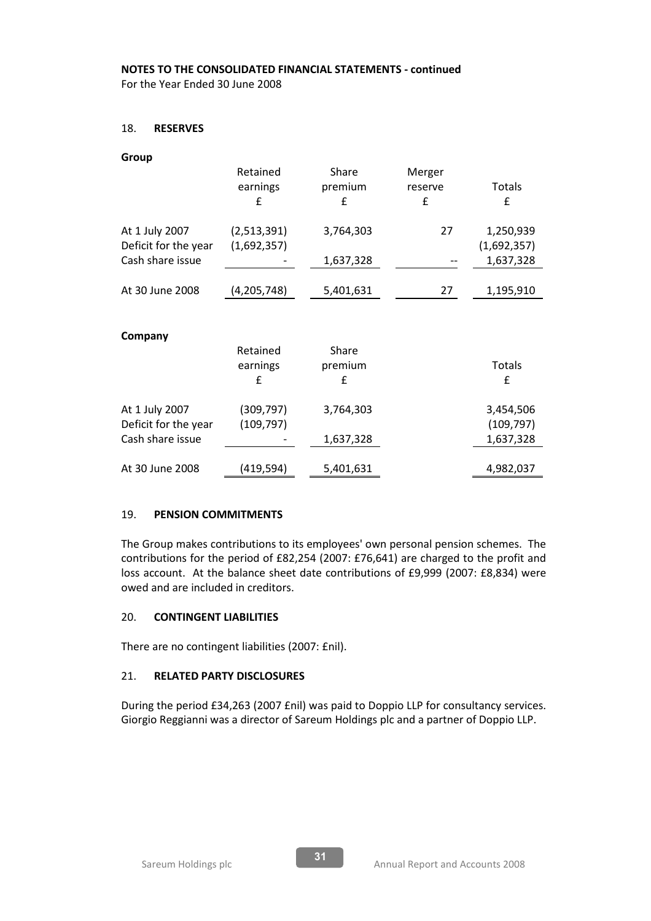**NOTES TO THE CONSOLIDATED FINANCIAL STATEMENTS - continued**

For the Year Ended 30 June 2008

## 18. RESERVES

**Group**

| | Retained earnings £ | Share premium £ | Merger reserve £ | Totals £ |
|---|---|---|---|---|
| At 1 July 2007 | (2,513,391) | 3,764,303 | 27 | 1,250,939 |
| Deficit for the year | (1,692,357) | | | (1,692,357) |
| Cash share issue | - | 1,637,328 | -- | 1,637,328 |
| At 30 June 2008 | (4,205,748) | 5,401,631 | 27 | 1,195,910 |

**Company**

| | Retained earnings £ | Share premium £ | Totals £ |
|---|---|---|---|
| At 1 July 2007 | (309,797) | 3,764,303 | 3,454,506 |
| Deficit for the year | (109,797) | | (109,797) |
| Cash share issue | - | 1,637,328 | 1,637,328 |
| At 30 June 2008 | (419,594) | 5,401,631 | 4,982,037 |

## 19. PENSION COMMITMENTS

The Group makes contributions to its employees' own personal pension schemes. The contributions for the period of £82,254 (2007: £76,641) are charged to the profit and loss account. At the balance sheet date contributions of £9,999 (2007: £8,834) were owed and are included in creditors.

## 20. CONTINGENT LIABILITIES

There are no contingent liabilities (2007: £nil).

## 21. RELATED PARTY DISCLOSURES

During the period £34,263 (2007 £nil) was paid to Doppio LLP for consultancy services. Giorgio Reggianni was a director of Sareum Holdings plc and a partner of Doppio LLP.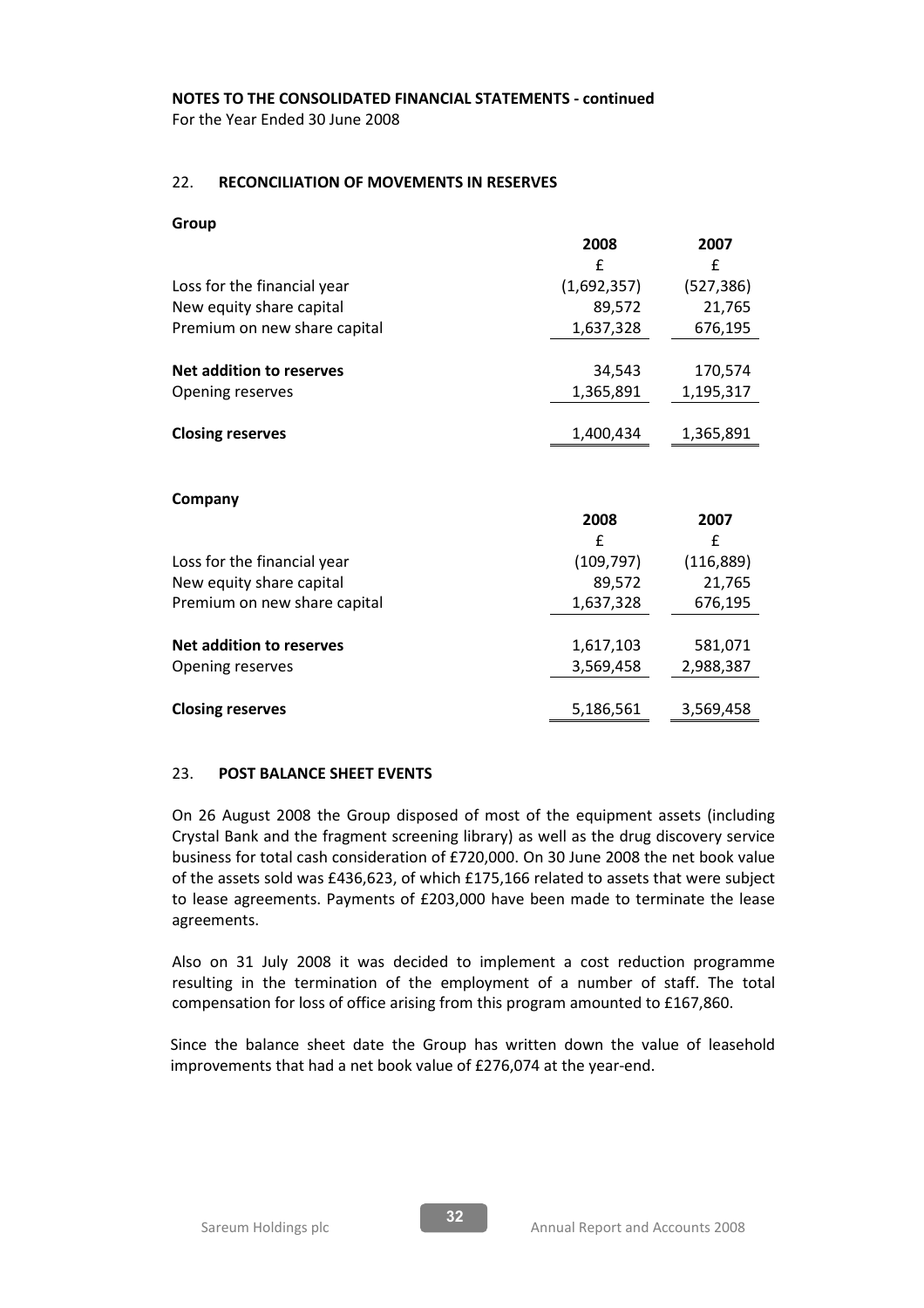**NOTES TO THE CONSOLIDATED FINANCIAL STATEMENTS - continued**

For the Year Ended 30 June 2008

## 22. RECONCILIATION OF MOVEMENTS IN RESERVES

**Group**

| | 2008 | 2007 |
|---|---|---|
| | £ | £ |
| Loss for the financial year | (1,692,357) | (527,386) |
| New equity share capital | 89,572 | 21,765 |
| Premium on new share capital | 1,637,328 | 676,195 |
| **Net addition to reserves** | 34,543 | 170,574 |
| Opening reserves | 1,365,891 | 1,195,317 |
| **Closing reserves** | 1,400,434 | 1,365,891 |

**Company**

| | 2008 | 2007 |
|---|---|---|
| | £ | £ |
| Loss for the financial year | (109,797) | (116,889) |
| New equity share capital | 89,572 | 21,765 |
| Premium on new share capital | 1,637,328 | 676,195 |
| **Net addition to reserves** | 1,617,103 | 581,071 |
| Opening reserves | 3,569,458 | 2,988,387 |
| **Closing reserves** | 5,186,561 | 3,569,458 |

## 23. POST BALANCE SHEET EVENTS

On 26 August 2008 the Group disposed of most of the equipment assets (including Crystal Bank and the fragment screening library) as well as the drug discovery service business for total cash consideration of £720,000. On 30 June 2008 the net book value of the assets sold was £436,623, of which £175,166 related to assets that were subject to lease agreements. Payments of £203,000 have been made to terminate the lease agreements.

Also on 31 July 2008 it was decided to implement a cost reduction programme resulting in the termination of the employment of a number of staff. The total compensation for loss of office arising from this program amounted to £167,860.

Since the balance sheet date the Group has written down the value of leasehold improvements that had a net book value of £276,074 at the year-end.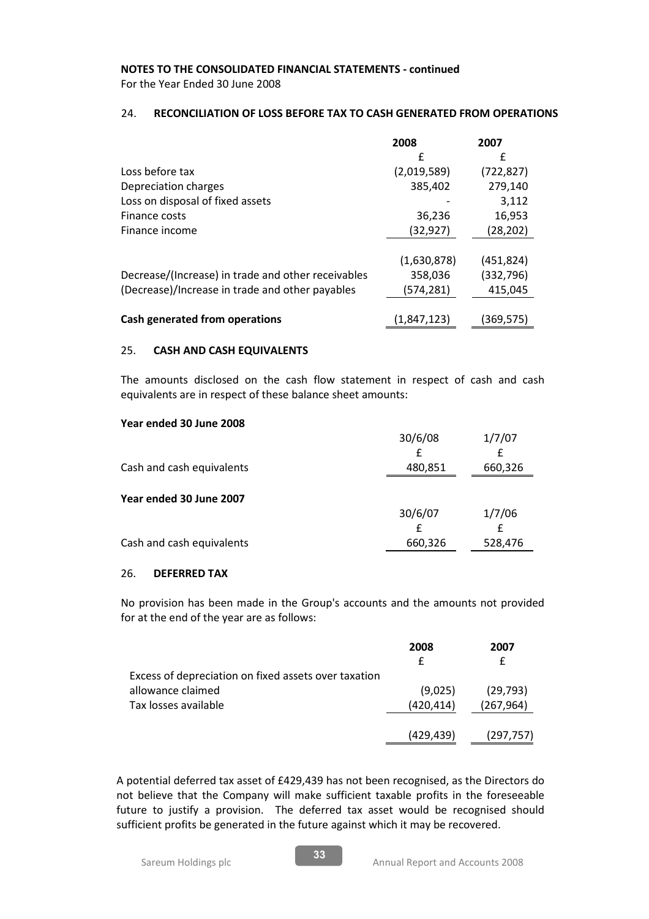**NOTES TO THE CONSOLIDATED FINANCIAL STATEMENTS - continued**
For the Year Ended 30 June 2008

## 24. RECONCILIATION OF LOSS BEFORE TAX TO CASH GENERATED FROM OPERATIONS

| | 2008 | 2007 |
|---|---|---|
| | £ | £ |
| Loss before tax | (2,019,589) | (722,827) |
| Depreciation charges | 385,402 | 279,140 |
| Loss on disposal of fixed assets | - | 3,112 |
| Finance costs | 36,236 | 16,953 |
| Finance income | (32,927) | (28,202) |
| | (1,630,878) | (451,824) |
| Decrease/(Increase) in trade and other receivables | 358,036 | (332,796) |
| (Decrease)/Increase in trade and other payables | (574,281) | 415,045 |
| **Cash generated from operations** | (1,847,123) | (369,575) |

## 25. CASH AND CASH EQUIVALENTS

The amounts disclosed on the cash flow statement in respect of cash and cash equivalents are in respect of these balance sheet amounts:

**Year ended 30 June 2008**

| | 30/6/08 | 1/7/07 |
|---|---|---|
| | £ | £ |
| Cash and cash equivalents | 480,851 | 660,326 |

**Year ended 30 June 2007**

| | 30/6/07 | 1/7/06 |
|---|---|---|
| | £ | £ |
| Cash and cash equivalents | 660,326 | 528,476 |

## 26. DEFERRED TAX

No provision has been made in the Group's accounts and the amounts not provided for at the end of the year are as follows:

| | 2008 | 2007 |
|---|---|---|
| | £ | £ |
| Excess of depreciation on fixed assets over taxation allowance claimed | (9,025) | (29,793) |
| Tax losses available | (420,414) | (267,964) |
| | (429,439) | (297,757) |

A potential deferred tax asset of £429,439 has not been recognised, as the Directors do not believe that the Company will make sufficient taxable profits in the foreseeable future to justify a provision. The deferred tax asset would be recognised should sufficient profits be generated in the future against which it may be recovered.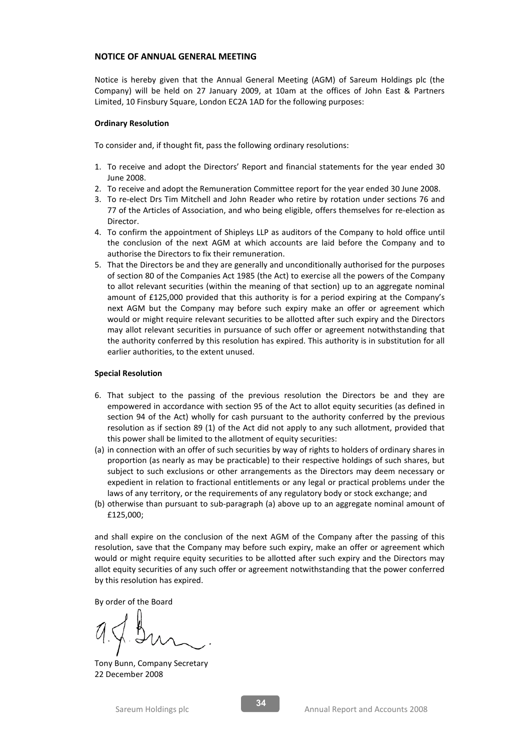## NOTICE OF ANNUAL GENERAL MEETING

Notice is hereby given that the Annual General Meeting (AGM) of Sareum Holdings plc (the Company) will be held on 27 January 2009, at 10am at the offices of John East & Partners Limited, 10 Finsbury Square, London EC2A 1AD for the following purposes:

**Ordinary Resolution**

To consider and, if thought fit, pass the following ordinary resolutions:

1. To receive and adopt the Directors' Report and financial statements for the year ended 30 June 2008.
2. To receive and adopt the Remuneration Committee report for the year ended 30 June 2008.
3. To re-elect Drs Tim Mitchell and John Reader who retire by rotation under sections 76 and 77 of the Articles of Association, and who being eligible, offers themselves for re-election as Director.
4. To confirm the appointment of Shipleys LLP as auditors of the Company to hold office until the conclusion of the next AGM at which accounts are laid before the Company and to authorise the Directors to fix their remuneration.
5. That the Directors be and they are generally and unconditionally authorised for the purposes of section 80 of the Companies Act 1985 (the Act) to exercise all the powers of the Company to allot relevant securities (within the meaning of that section) up to an aggregate nominal amount of £125,000 provided that this authority is for a period expiring at the Company's next AGM but the Company may before such expiry make an offer or agreement which would or might require relevant securities to be allotted after such expiry and the Directors may allot relevant securities in pursuance of such offer or agreement notwithstanding that the authority conferred by this resolution has expired. This authority is in substitution for all earlier authorities, to the extent unused.

**Special Resolution**

6. That subject to the passing of the previous resolution the Directors be and they are empowered in accordance with section 95 of the Act to allot equity securities (as defined in section 94 of the Act) wholly for cash pursuant to the authority conferred by the previous resolution as if section 89 (1) of the Act did not apply to any such allotment, provided that this power shall be limited to the allotment of equity securities:

(a) in connection with an offer of such securities by way of rights to holders of ordinary shares in proportion (as nearly as may be practicable) to their respective holdings of such shares, but subject to such exclusions or other arrangements as the Directors may deem necessary or expedient in relation to fractional entitlements or any legal or practical problems under the laws of any territory, or the requirements of any regulatory body or stock exchange; and

(b) otherwise than pursuant to sub-paragraph (a) above up to an aggregate nominal amount of £125,000;

and shall expire on the conclusion of the next AGM of the Company after the passing of this resolution, save that the Company may before such expiry, make an offer or agreement which would or might require equity securities to be allotted after such expiry and the Directors may allot equity securities of any such offer or agreement notwithstanding that the power conferred by this resolution has expired.

By order of the Board

Tony Bunn, Company Secretary
22 December 2008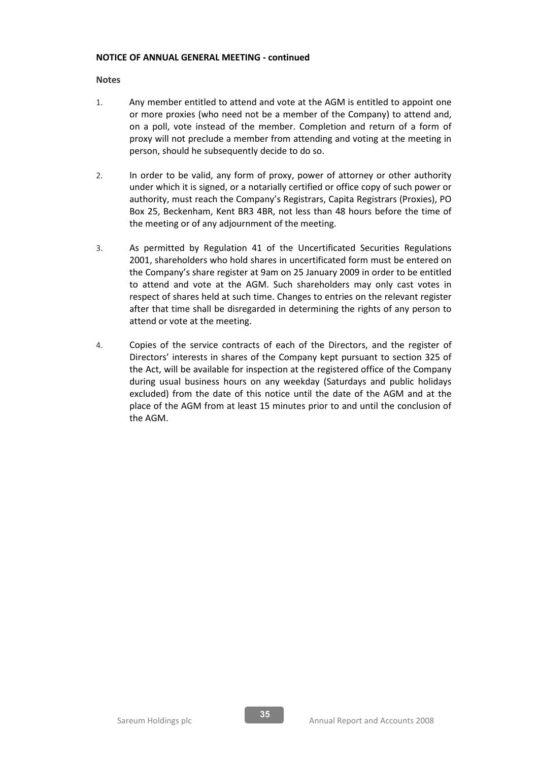**NOTICE OF ANNUAL GENERAL MEETING - continued**

**Notes**

1. Any member entitled to attend and vote at the AGM is entitled to appoint one or more proxies (who need not be a member of the Company) to attend and, on a poll, vote instead of the member. Completion and return of a form of proxy will not preclude a member from attending and voting at the meeting in person, should he subsequently decide to do so.

2. In order to be valid, any form of proxy, power of attorney or other authority under which it is signed, or a notarially certified or office copy of such power or authority, must reach the Company's Registrars, Capita Registrars (Proxies), PO Box 25, Beckenham, Kent BR3 4BR, not less than 48 hours before the time of the meeting or of any adjournment of the meeting.

3. As permitted by Regulation 41 of the Uncertificated Securities Regulations 2001, shareholders who hold shares in uncertificated form must be entered on the Company's share register at 9am on 25 January 2009 in order to be entitled to attend and vote at the AGM. Such shareholders may only cast votes in respect of shares held at such time. Changes to entries on the relevant register after that time shall be disregarded in determining the rights of any person to attend or vote at the meeting.

4. Copies of the service contracts of each of the Directors, and the register of Directors' interests in shares of the Company kept pursuant to section 325 of the Act, will be available for inspection at the registered office of the Company during usual business hours on any weekday (Saturdays and public holidays excluded) from the date of this notice until the date of the AGM and at the place of the AGM from at least 15 minutes prior to and until the conclusion of the AGM.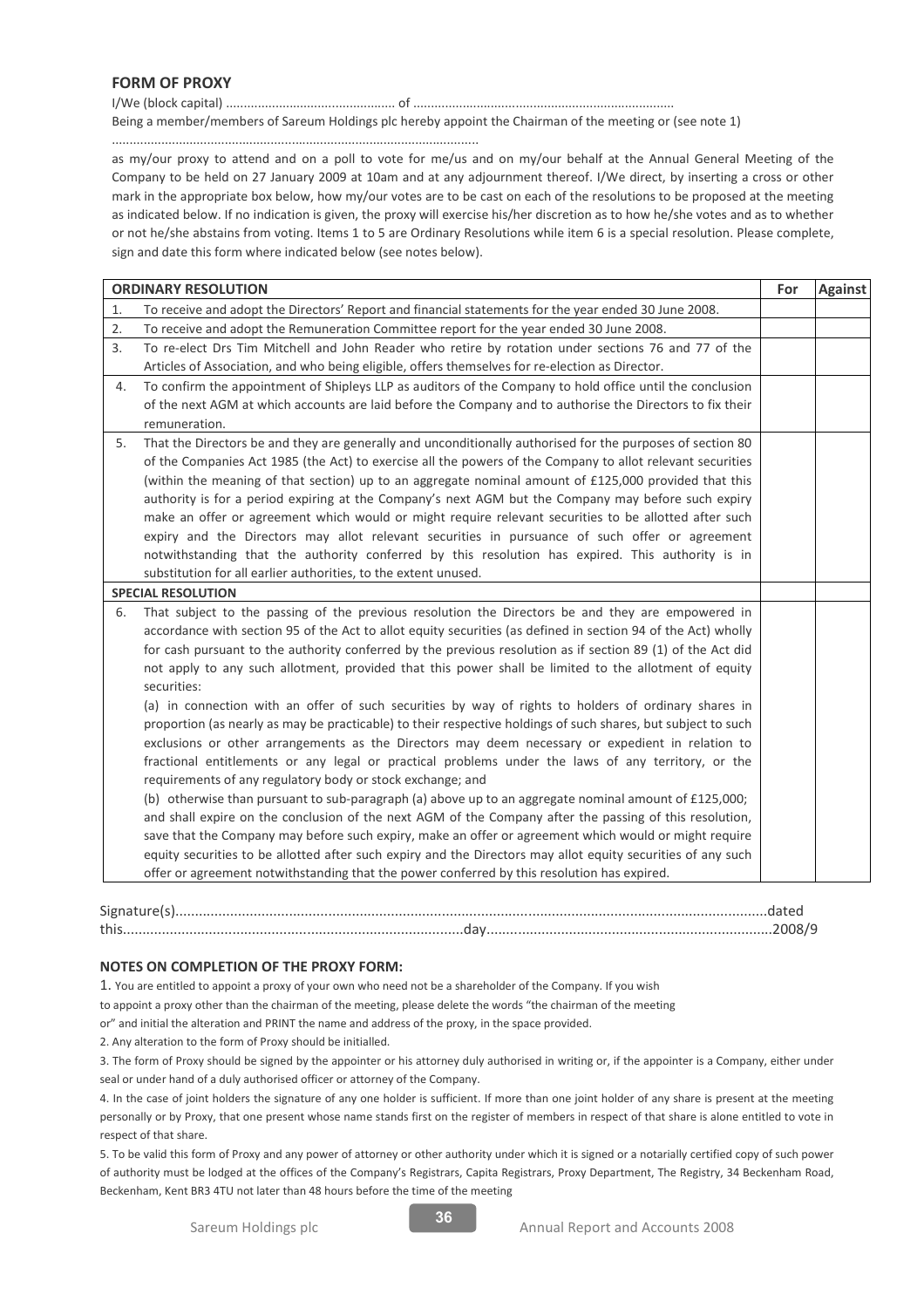## FORM OF PROXY

I/We (block capital) ................................................ of .........................................................................

Being a member/members of Sareum Holdings plc hereby appoint the Chairman of the meeting or (see note 1)

.......................................................................................................

as my/our proxy to attend and on a poll to vote for me/us and on my/our behalf at the Annual General Meeting of the Company to be held on 27 January 2009 at 10am and at any adjournment thereof. I/We direct, by inserting a cross or other mark in the appropriate box below, how my/our votes are to be cast on each of the resolutions to be proposed at the meeting as indicated below. If no indication is given, the proxy will exercise his/her discretion as to how he/she votes and as to whether or not he/she abstains from voting. Items 1 to 5 are Ordinary Resolutions while item 6 is a special resolution. Please complete, sign and date this form where indicated below (see notes below).

| | ORDINARY RESOLUTION | For | Against |
|---|---|---|---|
| 1. | To receive and adopt the Directors' Report and financial statements for the year ended 30 June 2008. | | |
| 2. | To receive and adopt the Remuneration Committee report for the year ended 30 June 2008. | | |
| 3. | To re-elect Drs Tim Mitchell and John Reader who retire by rotation under sections 76 and 77 of the Articles of Association, and who being eligible, offers themselves for re-election as Director. | | |
| 4. | To confirm the appointment of Shipleys LLP as auditors of the Company to hold office until the conclusion of the next AGM at which accounts are laid before the Company and to authorise the Directors to fix their remuneration. | | |
| 5. | That the Directors be and they are generally and unconditionally authorised for the purposes of section 80 of the Companies Act 1985 (the Act) to exercise all the powers of the Company to allot relevant securities (within the meaning of that section) up to an aggregate nominal amount of £125,000 provided that this authority is for a period expiring at the Company's next AGM but the Company may before such expiry make an offer or agreement which would or might require relevant securities to be allotted after such expiry and the Directors may allot relevant securities in pursuance of such offer or agreement notwithstanding that the authority conferred by this resolution has expired. This authority is in substitution for all earlier authorities, to the extent unused. | | |
| | **SPECIAL RESOLUTION** | | |
| 6. | That subject to the passing of the previous resolution the Directors be and they are empowered in accordance with section 95 of the Act to allot equity securities (as defined in section 94 of the Act) wholly for cash pursuant to the authority conferred by the previous resolution as if section 89 (1) of the Act did not apply to any such allotment, provided that this power shall be limited to the allotment of equity securities:<br>(a) in connection with an offer of such securities by way of rights to holders of ordinary shares in proportion (as nearly as may be practicable) to their respective holdings of such shares, but subject to such exclusions or other arrangements as the Directors may deem necessary or expedient in relation to fractional entitlements or any legal or practical problems under the laws of any territory, or the requirements of any regulatory body or stock exchange; and<br>(b) otherwise than pursuant to sub-paragraph (a) above up to an aggregate nominal amount of £125,000;<br>and shall expire on the conclusion of the next AGM of the Company after the passing of this resolution, save that the Company may before such expiry, make an offer or agreement which would or might require equity securities to be allotted after such expiry and the Directors may allot equity securities of any such offer or agreement notwithstanding that the power conferred by this resolution has expired. | | |

Signature(s).......................................................................................................................................................dated this.......................................................................................day.........................................................................2008/9

### NOTES ON COMPLETION OF THE PROXY FORM:

1. You are entitled to appoint a proxy of your own who need not be a shareholder of the Company. If you wish to appoint a proxy other than the chairman of the meeting, please delete the words "the chairman of the meeting or" and initial the alteration and PRINT the name and address of the proxy, in the space provided.

2. Any alteration to the form of Proxy should be initialled.

3. The form of Proxy should be signed by the appointer or his attorney duly authorised in writing or, if the appointer is a Company, either under seal or under hand of a duly authorised officer or attorney of the Company.

4. In the case of joint holders the signature of any one holder is sufficient. If more than one joint holder of any share is present at the meeting personally or by Proxy, that one present whose name stands first on the register of members in respect of that share is alone entitled to vote in respect of that share.

5. To be valid this form of Proxy and any power of attorney or other authority under which it is signed or a notarially certified copy of such power of authority must be lodged at the offices of the Company's Registrars, Capita Registrars, Proxy Department, The Registry, 34 Beckenham Road, Beckenham, Kent BR3 4TU not later than 48 hours before the time of the meeting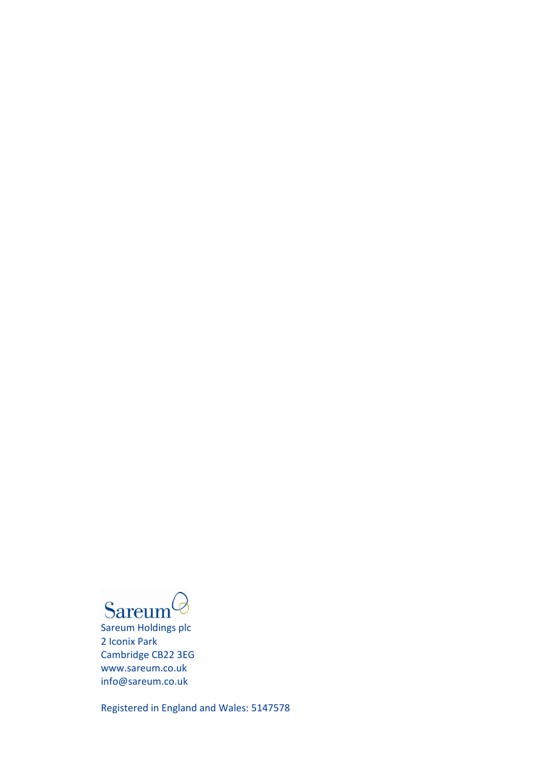Sareum

Sareum Holdings plc
2 Iconix Park
Cambridge CB22 3EG
www.sareum.co.uk
info@sareum.co.uk

Registered in England and Wales: 5147578